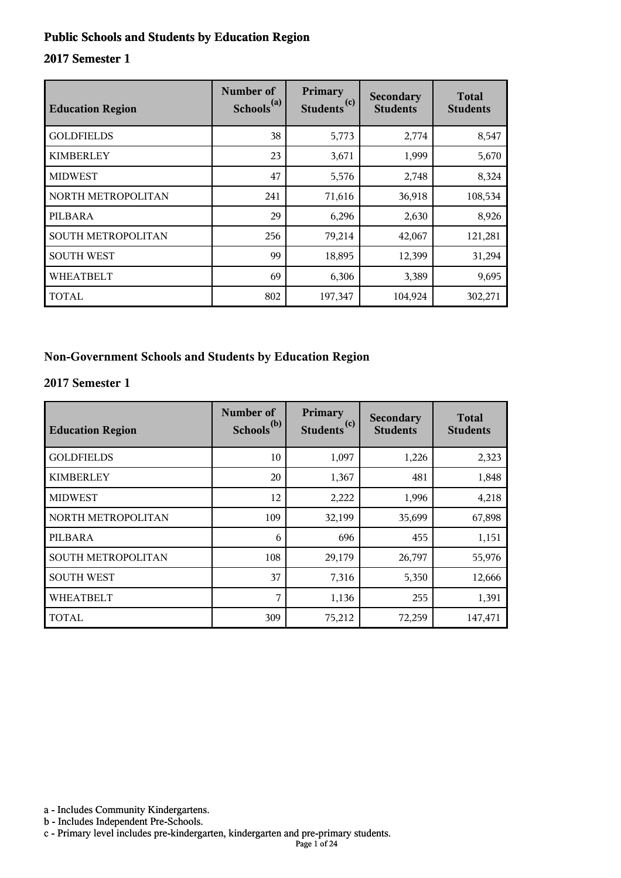## Public Schools and Students by Education Region

### 2017 Semester 1

| Education Region | Number of Schools[a] | Primary Students[c] | Secondary Students | Total Students |
|---|---|---|---|---|
| GOLDFIELDS | 38 | 5,773 | 2,774 | 8,547 |
| KIMBERLEY | 23 | 3,671 | 1,999 | 5,670 |
| MIDWEST | 47 | 5,576 | 2,748 | 8,324 |
| NORTH METROPOLITAN | 241 | 71,616 | 36,918 | 108,534 |
| PILBARA | 29 | 6,296 | 2,630 | 8,926 |
| SOUTH METROPOLITAN | 256 | 79,214 | 42,067 | 121,281 |
| SOUTH WEST | 99 | 18,895 | 12,399 | 31,294 |
| WHEATBELT | 69 | 6,306 | 3,389 | 9,695 |
| TOTAL | 802 | 197,347 | 104,924 | 302,271 |

## Non-Government Schools and Students by Education Region

### 2017 Semester 1

| Education Region | Number of Schools[b] | Primary Students[c] | Secondary Students | Total Students |
|---|---|---|---|---|
| GOLDFIELDS | 10 | 1,097 | 1,226 | 2,323 |
| KIMBERLEY | 20 | 1,367 | 481 | 1,848 |
| MIDWEST | 12 | 2,222 | 1,996 | 4,218 |
| NORTH METROPOLITAN | 109 | 32,199 | 35,699 | 67,898 |
| PILBARA | 6 | 696 | 455 | 1,151 |
| SOUTH METROPOLITAN | 108 | 29,179 | 26,797 | 55,976 |
| SOUTH WEST | 37 | 7,316 | 5,350 | 12,666 |
| WHEATBELT | 7 | 1,136 | 255 | 1,391 |
| TOTAL | 309 | 75,212 | 72,259 | 147,471 |

a - Includes Community Kindergartens.
b - Includes Independent Pre-Schools.
c - Primary level includes pre-kindergarten, kindergarten and pre-primary students.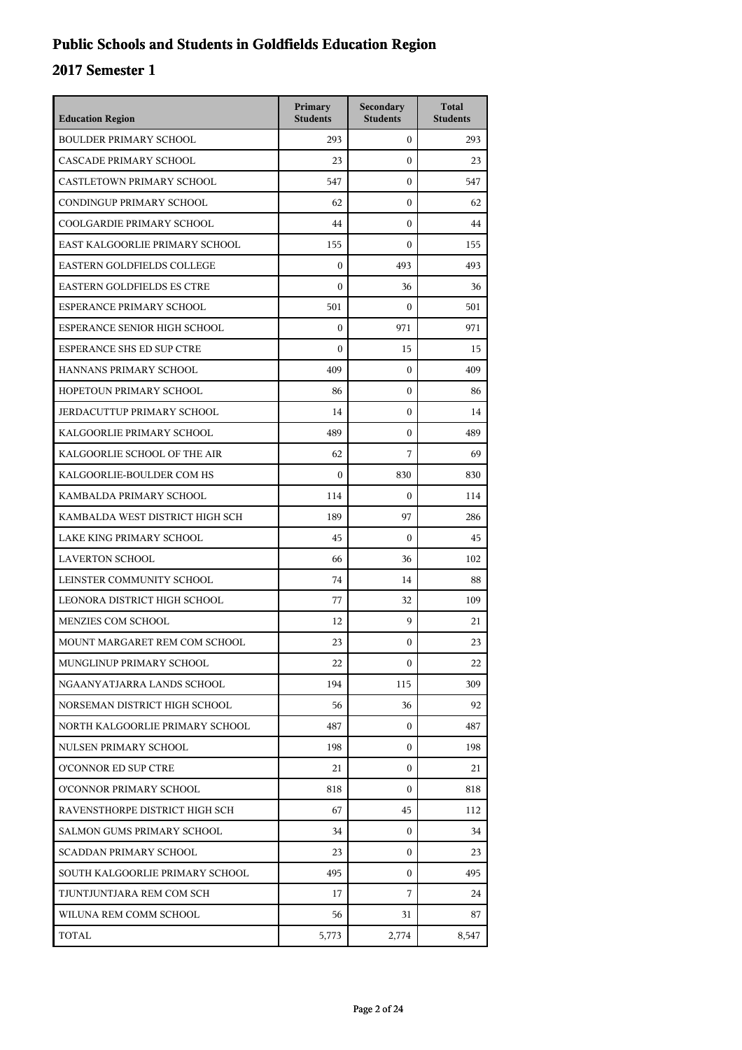# Public Schools and Students in Goldfields Education Region

## 2017 Semester 1

| Education Region | Primary Students | Secondary Students | Total Students |
|---|---|---|---|
| BOULDER PRIMARY SCHOOL | 293 | 0 | 293 |
| CASCADE PRIMARY SCHOOL | 23 | 0 | 23 |
| CASTLETOWN PRIMARY SCHOOL | 547 | 0 | 547 |
| CONDINGUP PRIMARY SCHOOL | 62 | 0 | 62 |
| COOLGARDIE PRIMARY SCHOOL | 44 | 0 | 44 |
| EAST KALGOORLIE PRIMARY SCHOOL | 155 | 0 | 155 |
| EASTERN GOLDFIELDS COLLEGE | 0 | 493 | 493 |
| EASTERN GOLDFIELDS ES CTRE | 0 | 36 | 36 |
| ESPERANCE PRIMARY SCHOOL | 501 | 0 | 501 |
| ESPERANCE SENIOR HIGH SCHOOL | 0 | 971 | 971 |
| ESPERANCE SHS ED SUP CTRE | 0 | 15 | 15 |
| HANNANS PRIMARY SCHOOL | 409 | 0 | 409 |
| HOPETOUN PRIMARY SCHOOL | 86 | 0 | 86 |
| JERDACUTTUP PRIMARY SCHOOL | 14 | 0 | 14 |
| KALGOORLIE PRIMARY SCHOOL | 489 | 0 | 489 |
| KALGOORLIE SCHOOL OF THE AIR | 62 | 7 | 69 |
| KALGOORLIE-BOULDER COM HS | 0 | 830 | 830 |
| KAMBALDA PRIMARY SCHOOL | 114 | 0 | 114 |
| KAMBALDA WEST DISTRICT HIGH SCH | 189 | 97 | 286 |
| LAKE KING PRIMARY SCHOOL | 45 | 0 | 45 |
| LAVERTON SCHOOL | 66 | 36 | 102 |
| LEINSTER COMMUNITY SCHOOL | 74 | 14 | 88 |
| LEONORA DISTRICT HIGH SCHOOL | 77 | 32 | 109 |
| MENZIES COM SCHOOL | 12 | 9 | 21 |
| MOUNT MARGARET REM COM SCHOOL | 23 | 0 | 23 |
| MUNGLINUP PRIMARY SCHOOL | 22 | 0 | 22 |
| NGAANYATJARRA LANDS SCHOOL | 194 | 115 | 309 |
| NORSEMAN DISTRICT HIGH SCHOOL | 56 | 36 | 92 |
| NORTH KALGOORLIE PRIMARY SCHOOL | 487 | 0 | 487 |
| NULSEN PRIMARY SCHOOL | 198 | 0 | 198 |
| O'CONNOR ED SUP CTRE | 21 | 0 | 21 |
| O'CONNOR PRIMARY SCHOOL | 818 | 0 | 818 |
| RAVENSTHORPE DISTRICT HIGH SCH | 67 | 45 | 112 |
| SALMON GUMS PRIMARY SCHOOL | 34 | 0 | 34 |
| SCADDAN PRIMARY SCHOOL | 23 | 0 | 23 |
| SOUTH KALGOORLIE PRIMARY SCHOOL | 495 | 0 | 495 |
| TJUNTJUNTJARA REM COM SCH | 17 | 7 | 24 |
| WILUNA REM COMM SCHOOL | 56 | 31 | 87 |
| TOTAL | 5,773 | 2,774 | 8,547 |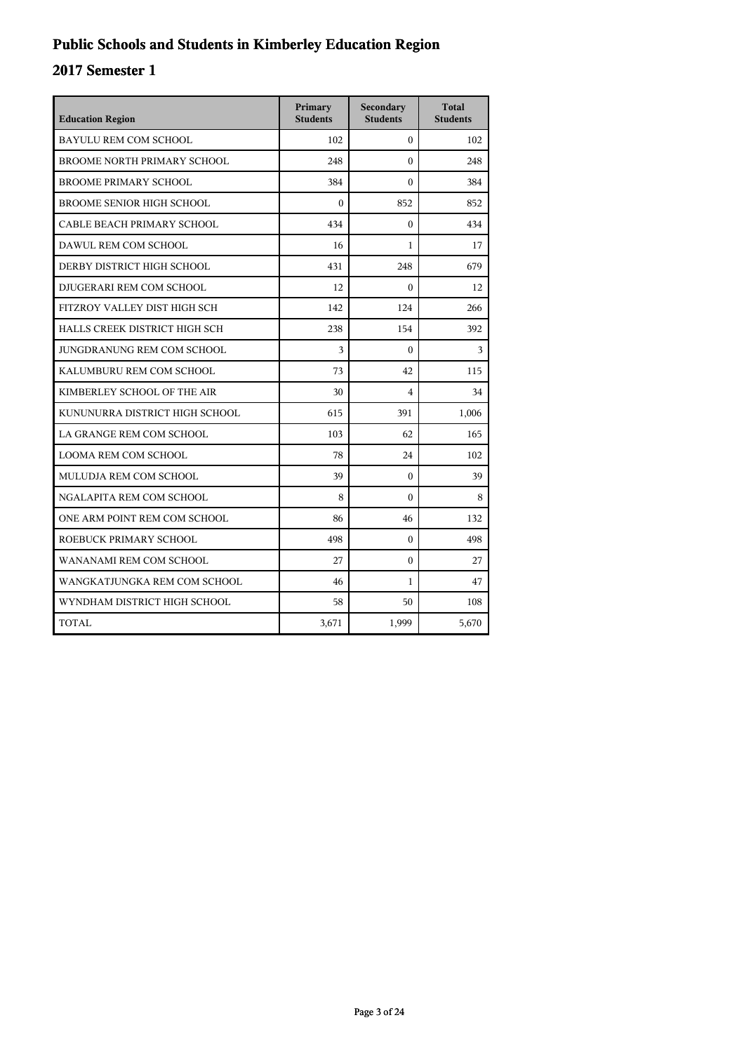# Public Schools and Students in Kimberley Education Region

## 2017 Semester 1

| Education Region | Primary Students | Secondary Students | Total Students |
|---|---|---|---|
| BAYULU REM COM SCHOOL | 102 | 0 | 102 |
| BROOME NORTH PRIMARY SCHOOL | 248 | 0 | 248 |
| BROOME PRIMARY SCHOOL | 384 | 0 | 384 |
| BROOME SENIOR HIGH SCHOOL | 0 | 852 | 852 |
| CABLE BEACH PRIMARY SCHOOL | 434 | 0 | 434 |
| DAWUL REM COM SCHOOL | 16 | 1 | 17 |
| DERBY DISTRICT HIGH SCHOOL | 431 | 248 | 679 |
| DJUGERARI REM COM SCHOOL | 12 | 0 | 12 |
| FITZROY VALLEY DIST HIGH SCH | 142 | 124 | 266 |
| HALLS CREEK DISTRICT HIGH SCH | 238 | 154 | 392 |
| JUNGDRANUNG REM COM SCHOOL | 3 | 0 | 3 |
| KALUMBURU REM COM SCHOOL | 73 | 42 | 115 |
| KIMBERLEY SCHOOL OF THE AIR | 30 | 4 | 34 |
| KUNUNURRA DISTRICT HIGH SCHOOL | 615 | 391 | 1,006 |
| LA GRANGE REM COM SCHOOL | 103 | 62 | 165 |
| LOOMA REM COM SCHOOL | 78 | 24 | 102 |
| MULUDJA REM COM SCHOOL | 39 | 0 | 39 |
| NGALAPITA REM COM SCHOOL | 8 | 0 | 8 |
| ONE ARM POINT REM COM SCHOOL | 86 | 46 | 132 |
| ROEBUCK PRIMARY SCHOOL | 498 | 0 | 498 |
| WANANAMI REM COM SCHOOL | 27 | 0 | 27 |
| WANGKATJUNGKA REM COM SCHOOL | 46 | 1 | 47 |
| WYNDHAM DISTRICT HIGH SCHOOL | 58 | 50 | 108 |
| TOTAL | 3,671 | 1,999 | 5,670 |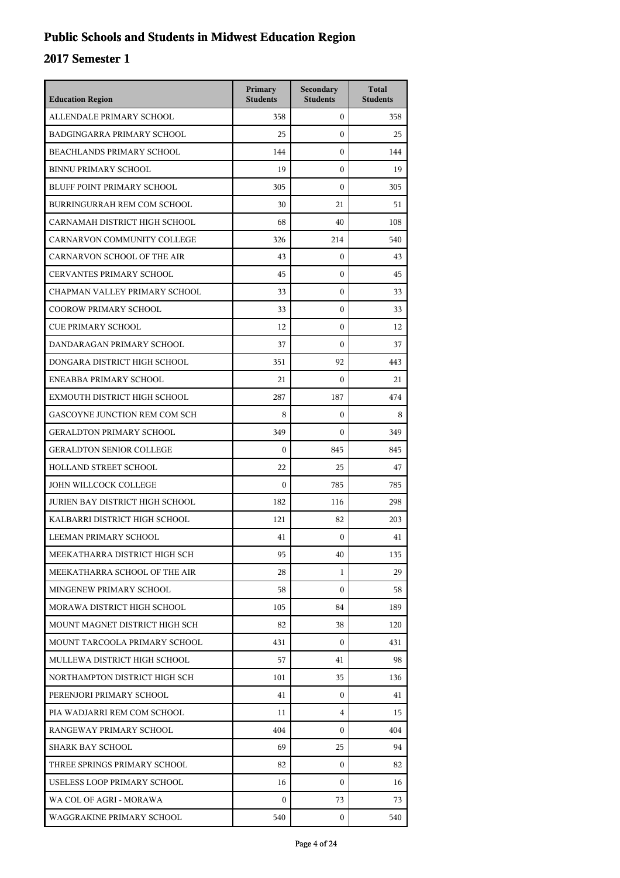# Public Schools and Students in Midwest Education Region

## 2017 Semester 1

| Education Region | Primary Students | Secondary Students | Total Students |
|---|---|---|---|
| ALLENDALE PRIMARY SCHOOL | 358 | 0 | 358 |
| BADGINGARRA PRIMARY SCHOOL | 25 | 0 | 25 |
| BEACHLANDS PRIMARY SCHOOL | 144 | 0 | 144 |
| BINNU PRIMARY SCHOOL | 19 | 0 | 19 |
| BLUFF POINT PRIMARY SCHOOL | 305 | 0 | 305 |
| BURRINGURRAH REM COM SCHOOL | 30 | 21 | 51 |
| CARNAMAH DISTRICT HIGH SCHOOL | 68 | 40 | 108 |
| CARNARVON COMMUNITY COLLEGE | 326 | 214 | 540 |
| CARNARVON SCHOOL OF THE AIR | 43 | 0 | 43 |
| CERVANTES PRIMARY SCHOOL | 45 | 0 | 45 |
| CHAPMAN VALLEY PRIMARY SCHOOL | 33 | 0 | 33 |
| COOROW PRIMARY SCHOOL | 33 | 0 | 33 |
| CUE PRIMARY SCHOOL | 12 | 0 | 12 |
| DANDARAGAN PRIMARY SCHOOL | 37 | 0 | 37 |
| DONGARA DISTRICT HIGH SCHOOL | 351 | 92 | 443 |
| ENEABBA PRIMARY SCHOOL | 21 | 0 | 21 |
| EXMOUTH DISTRICT HIGH SCHOOL | 287 | 187 | 474 |
| GASCOYNE JUNCTION REM COM SCH | 8 | 0 | 8 |
| GERALDTON PRIMARY SCHOOL | 349 | 0 | 349 |
| GERALDTON SENIOR COLLEGE | 0 | 845 | 845 |
| HOLLAND STREET SCHOOL | 22 | 25 | 47 |
| JOHN WILLCOCK COLLEGE | 0 | 785 | 785 |
| JURIEN BAY DISTRICT HIGH SCHOOL | 182 | 116 | 298 |
| KALBARRI DISTRICT HIGH SCHOOL | 121 | 82 | 203 |
| LEEMAN PRIMARY SCHOOL | 41 | 0 | 41 |
| MEEKATHARRA DISTRICT HIGH SCH | 95 | 40 | 135 |
| MEEKATHARRA SCHOOL OF THE AIR | 28 | 1 | 29 |
| MINGENEW PRIMARY SCHOOL | 58 | 0 | 58 |
| MORAWA DISTRICT HIGH SCHOOL | 105 | 84 | 189 |
| MOUNT MAGNET DISTRICT HIGH SCH | 82 | 38 | 120 |
| MOUNT TARCOOLA PRIMARY SCHOOL | 431 | 0 | 431 |
| MULLEWA DISTRICT HIGH SCHOOL | 57 | 41 | 98 |
| NORTHAMPTON DISTRICT HIGH SCH | 101 | 35 | 136 |
| PERENJORI PRIMARY SCHOOL | 41 | 0 | 41 |
| PIA WADJARRI REM COM SCHOOL | 11 | 4 | 15 |
| RANGEWAY PRIMARY SCHOOL | 404 | 0 | 404 |
| SHARK BAY SCHOOL | 69 | 25 | 94 |
| THREE SPRINGS PRIMARY SCHOOL | 82 | 0 | 82 |
| USELESS LOOP PRIMARY SCHOOL | 16 | 0 | 16 |
| WA COL OF AGRI - MORAWA | 0 | 73 | 73 |
| WAGGRAKINE PRIMARY SCHOOL | 540 | 0 | 540 |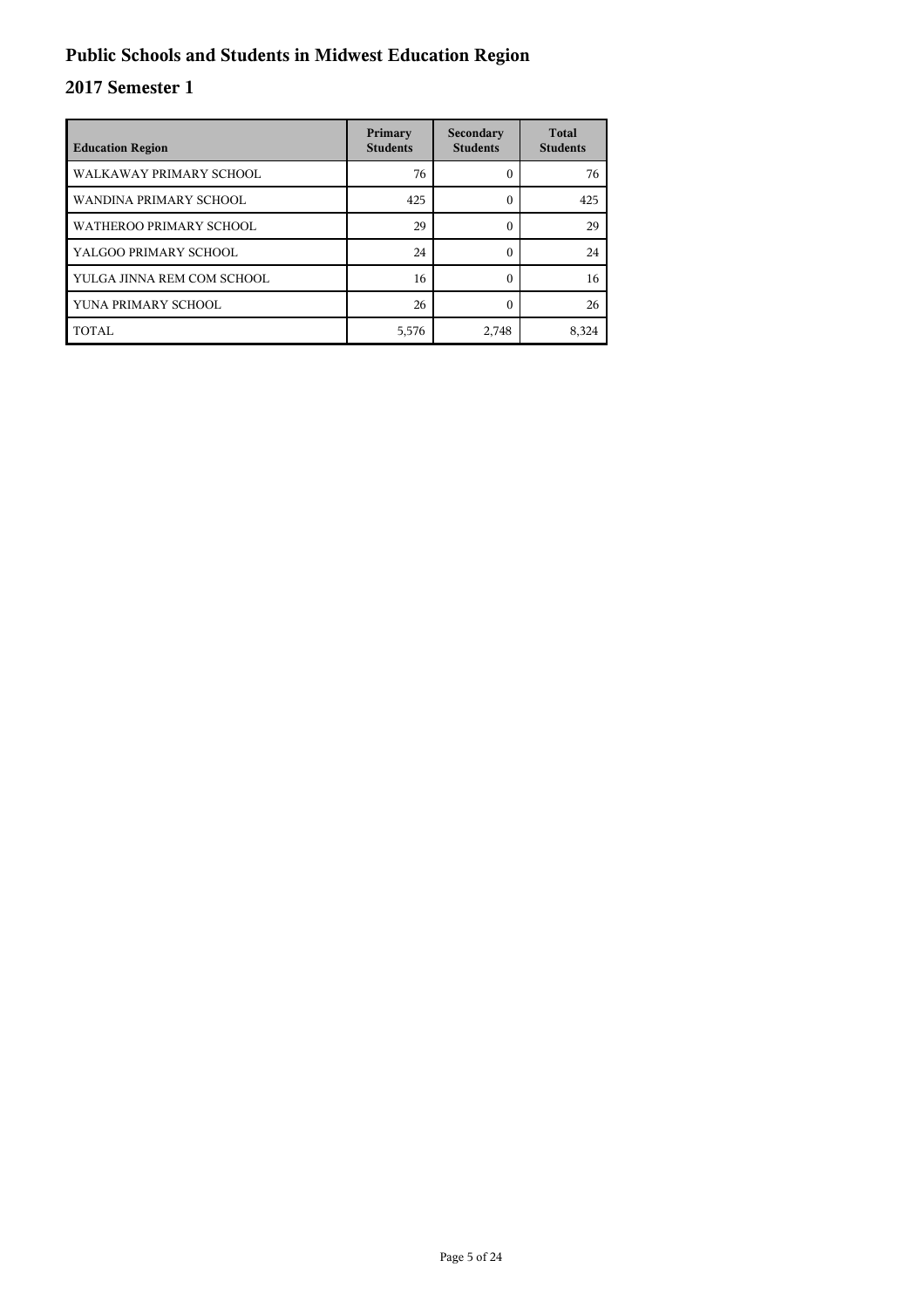# Public Schools and Students in Midwest Education Region

## 2017 Semester 1

| Education Region | Primary Students | Secondary Students | Total Students |
|---|---|---|---|
| WALKAWAY PRIMARY SCHOOL | 76 | 0 | 76 |
| WANDINA PRIMARY SCHOOL | 425 | 0 | 425 |
| WATHEROO PRIMARY SCHOOL | 29 | 0 | 29 |
| YALGOO PRIMARY SCHOOL | 24 | 0 | 24 |
| YULGA JINNA REM COM SCHOOL | 16 | 0 | 16 |
| YUNA PRIMARY SCHOOL | 26 | 0 | 26 |
| TOTAL | 5,576 | 2,748 | 8,324 |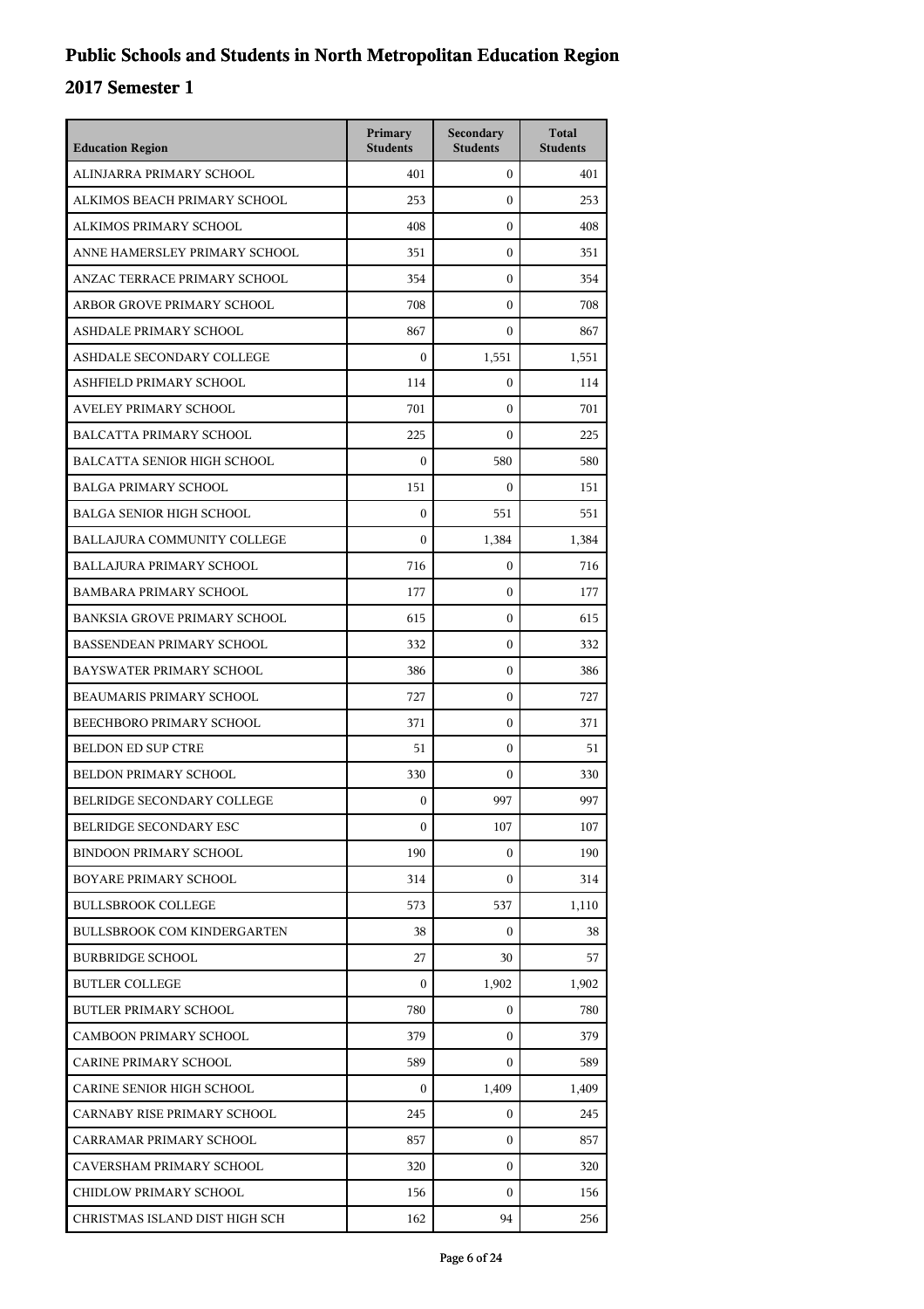# Public Schools and Students in North Metropolitan Education Region

## 2017 Semester 1

| Education Region | Primary Students | Secondary Students | Total Students |
|---|---|---|---|
| ALINJARRA PRIMARY SCHOOL | 401 | 0 | 401 |
| ALKIMOS BEACH PRIMARY SCHOOL | 253 | 0 | 253 |
| ALKIMOS PRIMARY SCHOOL | 408 | 0 | 408 |
| ANNE HAMERSLEY PRIMARY SCHOOL | 351 | 0 | 351 |
| ANZAC TERRACE PRIMARY SCHOOL | 354 | 0 | 354 |
| ARBOR GROVE PRIMARY SCHOOL | 708 | 0 | 708 |
| ASHDALE PRIMARY SCHOOL | 867 | 0 | 867 |
| ASHDALE SECONDARY COLLEGE | 0 | 1,551 | 1,551 |
| ASHFIELD PRIMARY SCHOOL | 114 | 0 | 114 |
| AVELEY PRIMARY SCHOOL | 701 | 0 | 701 |
| BALCATTA PRIMARY SCHOOL | 225 | 0 | 225 |
| BALCATTA SENIOR HIGH SCHOOL | 0 | 580 | 580 |
| BALGA PRIMARY SCHOOL | 151 | 0 | 151 |
| BALGA SENIOR HIGH SCHOOL | 0 | 551 | 551 |
| BALLAJURA COMMUNITY COLLEGE | 0 | 1,384 | 1,384 |
| BALLAJURA PRIMARY SCHOOL | 716 | 0 | 716 |
| BAMBARA PRIMARY SCHOOL | 177 | 0 | 177 |
| BANKSIA GROVE PRIMARY SCHOOL | 615 | 0 | 615 |
| BASSENDEAN PRIMARY SCHOOL | 332 | 0 | 332 |
| BAYSWATER PRIMARY SCHOOL | 386 | 0 | 386 |
| BEAUMARIS PRIMARY SCHOOL | 727 | 0 | 727 |
| BEECHBORO PRIMARY SCHOOL | 371 | 0 | 371 |
| BELDON ED SUP CTRE | 51 | 0 | 51 |
| BELDON PRIMARY SCHOOL | 330 | 0 | 330 |
| BELRIDGE SECONDARY COLLEGE | 0 | 997 | 997 |
| BELRIDGE SECONDARY ESC | 0 | 107 | 107 |
| BINDOON PRIMARY SCHOOL | 190 | 0 | 190 |
| BOYARE PRIMARY SCHOOL | 314 | 0 | 314 |
| BULLSBROOK COLLEGE | 573 | 537 | 1,110 |
| BULLSBROOK COM KINDERGARTEN | 38 | 0 | 38 |
| BURBRIDGE SCHOOL | 27 | 30 | 57 |
| BUTLER COLLEGE | 0 | 1,902 | 1,902 |
| BUTLER PRIMARY SCHOOL | 780 | 0 | 780 |
| CAMBOON PRIMARY SCHOOL | 379 | 0 | 379 |
| CARINE PRIMARY SCHOOL | 589 | 0 | 589 |
| CARINE SENIOR HIGH SCHOOL | 0 | 1,409 | 1,409 |
| CARNABY RISE PRIMARY SCHOOL | 245 | 0 | 245 |
| CARRAMAR PRIMARY SCHOOL | 857 | 0 | 857 |
| CAVERSHAM PRIMARY SCHOOL | 320 | 0 | 320 |
| CHIDLOW PRIMARY SCHOOL | 156 | 0 | 156 |
| CHRISTMAS ISLAND DIST HIGH SCH | 162 | 94 | 256 |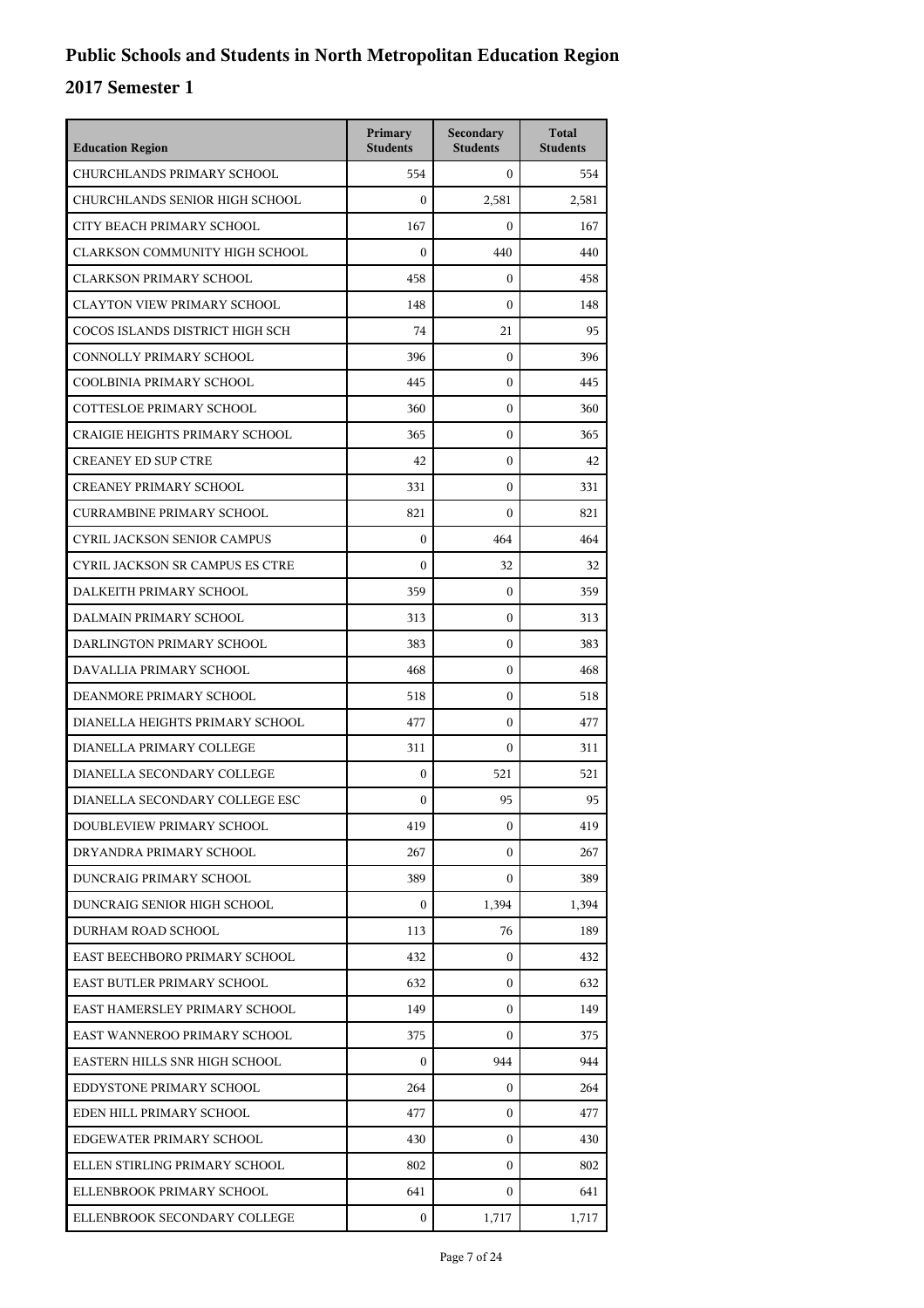# Public Schools and Students in North Metropolitan Education Region

## 2017 Semester 1

| Education Region | Primary Students | Secondary Students | Total Students |
|---|---|---|---|
| CHURCHLANDS PRIMARY SCHOOL | 554 | 0 | 554 |
| CHURCHLANDS SENIOR HIGH SCHOOL | 0 | 2,581 | 2,581 |
| CITY BEACH PRIMARY SCHOOL | 167 | 0 | 167 |
| CLARKSON COMMUNITY HIGH SCHOOL | 0 | 440 | 440 |
| CLARKSON PRIMARY SCHOOL | 458 | 0 | 458 |
| CLAYTON VIEW PRIMARY SCHOOL | 148 | 0 | 148 |
| COCOS ISLANDS DISTRICT HIGH SCH | 74 | 21 | 95 |
| CONNOLLY PRIMARY SCHOOL | 396 | 0 | 396 |
| COOLBINIA PRIMARY SCHOOL | 445 | 0 | 445 |
| COTTESLOE PRIMARY SCHOOL | 360 | 0 | 360 |
| CRAIGIE HEIGHTS PRIMARY SCHOOL | 365 | 0 | 365 |
| CREANEY ED SUP CTRE | 42 | 0 | 42 |
| CREANEY PRIMARY SCHOOL | 331 | 0 | 331 |
| CURRAMBINE PRIMARY SCHOOL | 821 | 0 | 821 |
| CYRIL JACKSON SENIOR CAMPUS | 0 | 464 | 464 |
| CYRIL JACKSON SR CAMPUS ES CTRE | 0 | 32 | 32 |
| DALKEITH PRIMARY SCHOOL | 359 | 0 | 359 |
| DALMAIN PRIMARY SCHOOL | 313 | 0 | 313 |
| DARLINGTON PRIMARY SCHOOL | 383 | 0 | 383 |
| DAVALLIA PRIMARY SCHOOL | 468 | 0 | 468 |
| DEANMORE PRIMARY SCHOOL | 518 | 0 | 518 |
| DIANELLA HEIGHTS PRIMARY SCHOOL | 477 | 0 | 477 |
| DIANELLA PRIMARY COLLEGE | 311 | 0 | 311 |
| DIANELLA SECONDARY COLLEGE | 0 | 521 | 521 |
| DIANELLA SECONDARY COLLEGE ESC | 0 | 95 | 95 |
| DOUBLEVIEW PRIMARY SCHOOL | 419 | 0 | 419 |
| DRYANDRA PRIMARY SCHOOL | 267 | 0 | 267 |
| DUNCRAIG PRIMARY SCHOOL | 389 | 0 | 389 |
| DUNCRAIG SENIOR HIGH SCHOOL | 0 | 1,394 | 1,394 |
| DURHAM ROAD SCHOOL | 113 | 76 | 189 |
| EAST BEECHBORO PRIMARY SCHOOL | 432 | 0 | 432 |
| EAST BUTLER PRIMARY SCHOOL | 632 | 0 | 632 |
| EAST HAMERSLEY PRIMARY SCHOOL | 149 | 0 | 149 |
| EAST WANNEROO PRIMARY SCHOOL | 375 | 0 | 375 |
| EASTERN HILLS SNR HIGH SCHOOL | 0 | 944 | 944 |
| EDDYSTONE PRIMARY SCHOOL | 264 | 0 | 264 |
| EDEN HILL PRIMARY SCHOOL | 477 | 0 | 477 |
| EDGEWATER PRIMARY SCHOOL | 430 | 0 | 430 |
| ELLEN STIRLING PRIMARY SCHOOL | 802 | 0 | 802 |
| ELLENBROOK PRIMARY SCHOOL | 641 | 0 | 641 |
| ELLENBROOK SECONDARY COLLEGE | 0 | 1,717 | 1,717 |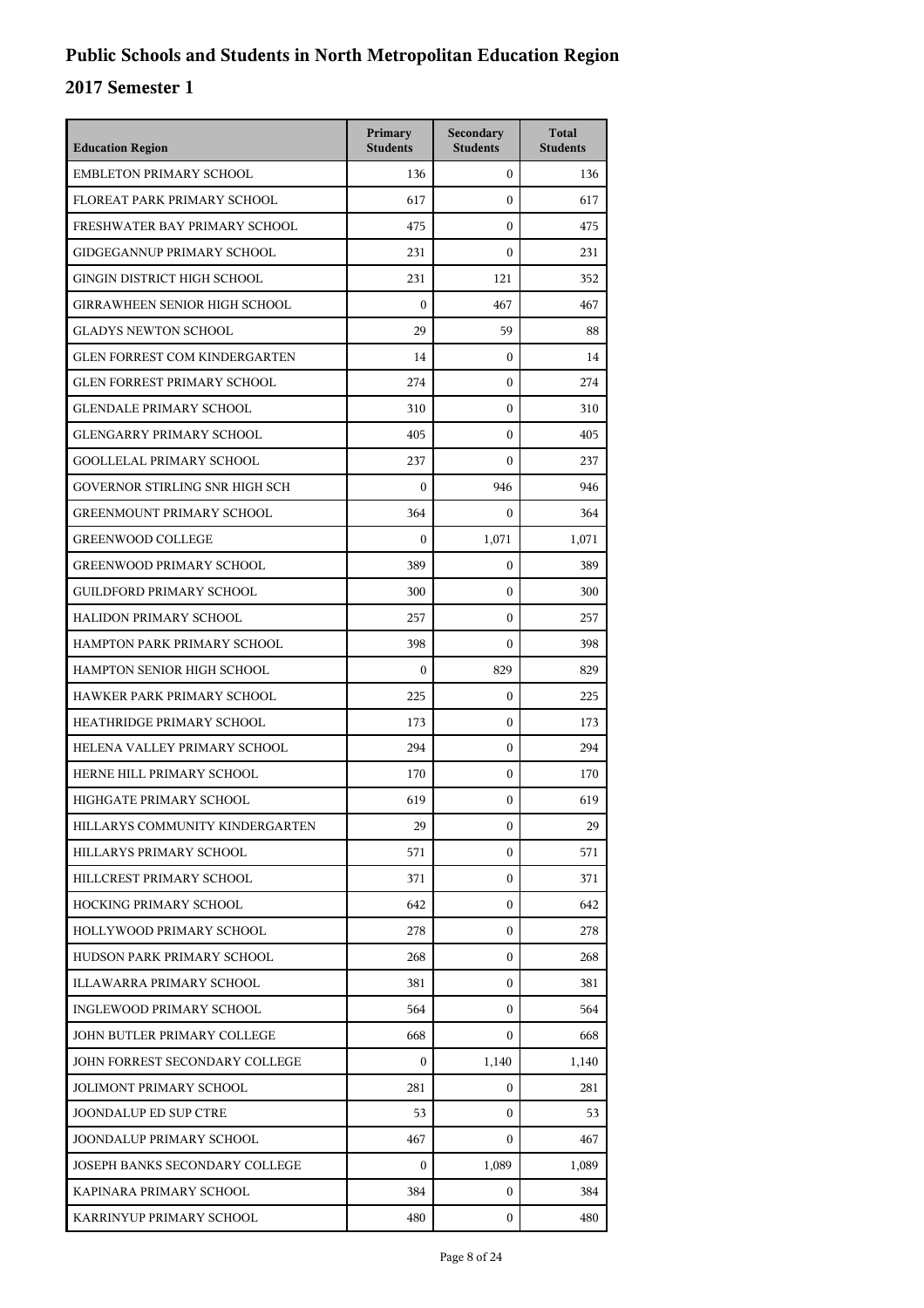# Public Schools and Students in North Metropolitan Education Region

## 2017 Semester 1

| Education Region | Primary Students | Secondary Students | Total Students |
|---|---|---|---|
| EMBLETON PRIMARY SCHOOL | 136 | 0 | 136 |
| FLOREAT PARK PRIMARY SCHOOL | 617 | 0 | 617 |
| FRESHWATER BAY PRIMARY SCHOOL | 475 | 0 | 475 |
| GIDGEGANNUP PRIMARY SCHOOL | 231 | 0 | 231 |
| GINGIN DISTRICT HIGH SCHOOL | 231 | 121 | 352 |
| GIRRAWHEEN SENIOR HIGH SCHOOL | 0 | 467 | 467 |
| GLADYS NEWTON SCHOOL | 29 | 59 | 88 |
| GLEN FORREST COM KINDERGARTEN | 14 | 0 | 14 |
| GLEN FORREST PRIMARY SCHOOL | 274 | 0 | 274 |
| GLENDALE PRIMARY SCHOOL | 310 | 0 | 310 |
| GLENGARRY PRIMARY SCHOOL | 405 | 0 | 405 |
| GOOLLELAL PRIMARY SCHOOL | 237 | 0 | 237 |
| GOVERNOR STIRLING SNR HIGH SCH | 0 | 946 | 946 |
| GREENMOUNT PRIMARY SCHOOL | 364 | 0 | 364 |
| GREENWOOD COLLEGE | 0 | 1,071 | 1,071 |
| GREENWOOD PRIMARY SCHOOL | 389 | 0 | 389 |
| GUILDFORD PRIMARY SCHOOL | 300 | 0 | 300 |
| HALIDON PRIMARY SCHOOL | 257 | 0 | 257 |
| HAMPTON PARK PRIMARY SCHOOL | 398 | 0 | 398 |
| HAMPTON SENIOR HIGH SCHOOL | 0 | 829 | 829 |
| HAWKER PARK PRIMARY SCHOOL | 225 | 0 | 225 |
| HEATHRIDGE PRIMARY SCHOOL | 173 | 0 | 173 |
| HELENA VALLEY PRIMARY SCHOOL | 294 | 0 | 294 |
| HERNE HILL PRIMARY SCHOOL | 170 | 0 | 170 |
| HIGHGATE PRIMARY SCHOOL | 619 | 0 | 619 |
| HILLARYS COMMUNITY KINDERGARTEN | 29 | 0 | 29 |
| HILLARYS PRIMARY SCHOOL | 571 | 0 | 571 |
| HILLCREST PRIMARY SCHOOL | 371 | 0 | 371 |
| HOCKING PRIMARY SCHOOL | 642 | 0 | 642 |
| HOLLYWOOD PRIMARY SCHOOL | 278 | 0 | 278 |
| HUDSON PARK PRIMARY SCHOOL | 268 | 0 | 268 |
| ILLAWARRA PRIMARY SCHOOL | 381 | 0 | 381 |
| INGLEWOOD PRIMARY SCHOOL | 564 | 0 | 564 |
| JOHN BUTLER PRIMARY COLLEGE | 668 | 0 | 668 |
| JOHN FORREST SECONDARY COLLEGE | 0 | 1,140 | 1,140 |
| JOLIMONT PRIMARY SCHOOL | 281 | 0 | 281 |
| JOONDALUP ED SUP CTRE | 53 | 0 | 53 |
| JOONDALUP PRIMARY SCHOOL | 467 | 0 | 467 |
| JOSEPH BANKS SECONDARY COLLEGE | 0 | 1,089 | 1,089 |
| KAPINARA PRIMARY SCHOOL | 384 | 0 | 384 |
| KARRINYUP PRIMARY SCHOOL | 480 | 0 | 480 |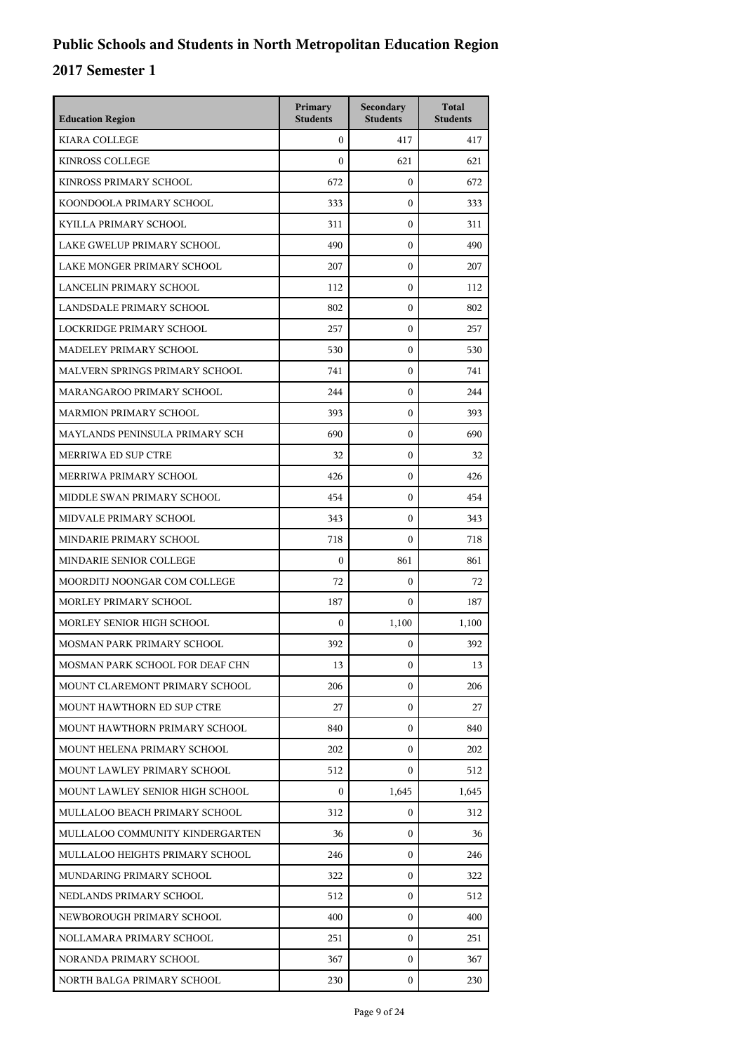# Public Schools and Students in North Metropolitan Education Region

## 2017 Semester 1

| Education Region | Primary Students | Secondary Students | Total Students |
|---|---|---|---|
| KIARA COLLEGE | 0 | 417 | 417 |
| KINROSS COLLEGE | 0 | 621 | 621 |
| KINROSS PRIMARY SCHOOL | 672 | 0 | 672 |
| KOONDOOLA PRIMARY SCHOOL | 333 | 0 | 333 |
| KYILLA PRIMARY SCHOOL | 311 | 0 | 311 |
| LAKE GWELUP PRIMARY SCHOOL | 490 | 0 | 490 |
| LAKE MONGER PRIMARY SCHOOL | 207 | 0 | 207 |
| LANCELIN PRIMARY SCHOOL | 112 | 0 | 112 |
| LANDSDALE PRIMARY SCHOOL | 802 | 0 | 802 |
| LOCKRIDGE PRIMARY SCHOOL | 257 | 0 | 257 |
| MADELEY PRIMARY SCHOOL | 530 | 0 | 530 |
| MALVERN SPRINGS PRIMARY SCHOOL | 741 | 0 | 741 |
| MARANGAROO PRIMARY SCHOOL | 244 | 0 | 244 |
| MARMION PRIMARY SCHOOL | 393 | 0 | 393 |
| MAYLANDS PENINSULA PRIMARY SCH | 690 | 0 | 690 |
| MERRIWA ED SUP CTRE | 32 | 0 | 32 |
| MERRIWA PRIMARY SCHOOL | 426 | 0 | 426 |
| MIDDLE SWAN PRIMARY SCHOOL | 454 | 0 | 454 |
| MIDVALE PRIMARY SCHOOL | 343 | 0 | 343 |
| MINDARIE PRIMARY SCHOOL | 718 | 0 | 718 |
| MINDARIE SENIOR COLLEGE | 0 | 861 | 861 |
| MOORDITJ NOONGAR COM COLLEGE | 72 | 0 | 72 |
| MORLEY PRIMARY SCHOOL | 187 | 0 | 187 |
| MORLEY SENIOR HIGH SCHOOL | 0 | 1,100 | 1,100 |
| MOSMAN PARK PRIMARY SCHOOL | 392 | 0 | 392 |
| MOSMAN PARK SCHOOL FOR DEAF CHN | 13 | 0 | 13 |
| MOUNT CLAREMONT PRIMARY SCHOOL | 206 | 0 | 206 |
| MOUNT HAWTHORN ED SUP CTRE | 27 | 0 | 27 |
| MOUNT HAWTHORN PRIMARY SCHOOL | 840 | 0 | 840 |
| MOUNT HELENA PRIMARY SCHOOL | 202 | 0 | 202 |
| MOUNT LAWLEY PRIMARY SCHOOL | 512 | 0 | 512 |
| MOUNT LAWLEY SENIOR HIGH SCHOOL | 0 | 1,645 | 1,645 |
| MULLALOO BEACH PRIMARY SCHOOL | 312 | 0 | 312 |
| MULLALOO COMMUNITY KINDERGARTEN | 36 | 0 | 36 |
| MULLALOO HEIGHTS PRIMARY SCHOOL | 246 | 0 | 246 |
| MUNDARING PRIMARY SCHOOL | 322 | 0 | 322 |
| NEDLANDS PRIMARY SCHOOL | 512 | 0 | 512 |
| NEWBOROUGH PRIMARY SCHOOL | 400 | 0 | 400 |
| NOLLAMARA PRIMARY SCHOOL | 251 | 0 | 251 |
| NORANDA PRIMARY SCHOOL | 367 | 0 | 367 |
| NORTH BALGA PRIMARY SCHOOL | 230 | 0 | 230 |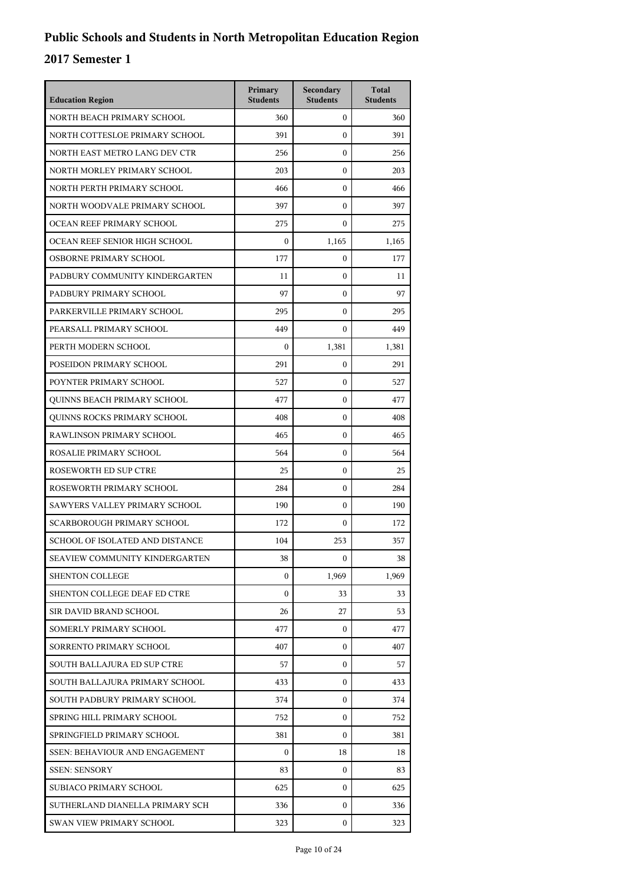# Public Schools and Students in North Metropolitan Education Region

## 2017 Semester 1

| Education Region | Primary Students | Secondary Students | Total Students |
|---|---|---|---|
| NORTH BEACH PRIMARY SCHOOL | 360 | 0 | 360 |
| NORTH COTTESLOE PRIMARY SCHOOL | 391 | 0 | 391 |
| NORTH EAST METRO LANG DEV CTR | 256 | 0 | 256 |
| NORTH MORLEY PRIMARY SCHOOL | 203 | 0 | 203 |
| NORTH PERTH PRIMARY SCHOOL | 466 | 0 | 466 |
| NORTH WOODVALE PRIMARY SCHOOL | 397 | 0 | 397 |
| OCEAN REEF PRIMARY SCHOOL | 275 | 0 | 275 |
| OCEAN REEF SENIOR HIGH SCHOOL | 0 | 1,165 | 1,165 |
| OSBORNE PRIMARY SCHOOL | 177 | 0 | 177 |
| PADBURY COMMUNITY KINDERGARTEN | 11 | 0 | 11 |
| PADBURY PRIMARY SCHOOL | 97 | 0 | 97 |
| PARKERVILLE PRIMARY SCHOOL | 295 | 0 | 295 |
| PEARSALL PRIMARY SCHOOL | 449 | 0 | 449 |
| PERTH MODERN SCHOOL | 0 | 1,381 | 1,381 |
| POSEIDON PRIMARY SCHOOL | 291 | 0 | 291 |
| POYNTER PRIMARY SCHOOL | 527 | 0 | 527 |
| QUINNS BEACH PRIMARY SCHOOL | 477 | 0 | 477 |
| QUINNS ROCKS PRIMARY SCHOOL | 408 | 0 | 408 |
| RAWLINSON PRIMARY SCHOOL | 465 | 0 | 465 |
| ROSALIE PRIMARY SCHOOL | 564 | 0 | 564 |
| ROSEWORTH ED SUP CTRE | 25 | 0 | 25 |
| ROSEWORTH PRIMARY SCHOOL | 284 | 0 | 284 |
| SAWYERS VALLEY PRIMARY SCHOOL | 190 | 0 | 190 |
| SCARBOROUGH PRIMARY SCHOOL | 172 | 0 | 172 |
| SCHOOL OF ISOLATED AND DISTANCE | 104 | 253 | 357 |
| SEAVIEW COMMUNITY KINDERGARTEN | 38 | 0 | 38 |
| SHENTON COLLEGE | 0 | 1,969 | 1,969 |
| SHENTON COLLEGE DEAF ED CTRE | 0 | 33 | 33 |
| SIR DAVID BRAND SCHOOL | 26 | 27 | 53 |
| SOMERLY PRIMARY SCHOOL | 477 | 0 | 477 |
| SORRENTO PRIMARY SCHOOL | 407 | 0 | 407 |
| SOUTH BALLAJURA ED SUP CTRE | 57 | 0 | 57 |
| SOUTH BALLAJURA PRIMARY SCHOOL | 433 | 0 | 433 |
| SOUTH PADBURY PRIMARY SCHOOL | 374 | 0 | 374 |
| SPRING HILL PRIMARY SCHOOL | 752 | 0 | 752 |
| SPRINGFIELD PRIMARY SCHOOL | 381 | 0 | 381 |
| SSEN: BEHAVIOUR AND ENGAGEMENT | 0 | 18 | 18 |
| SSEN: SENSORY | 83 | 0 | 83 |
| SUBIACO PRIMARY SCHOOL | 625 | 0 | 625 |
| SUTHERLAND DIANELLA PRIMARY SCH | 336 | 0 | 336 |
| SWAN VIEW PRIMARY SCHOOL | 323 | 0 | 323 |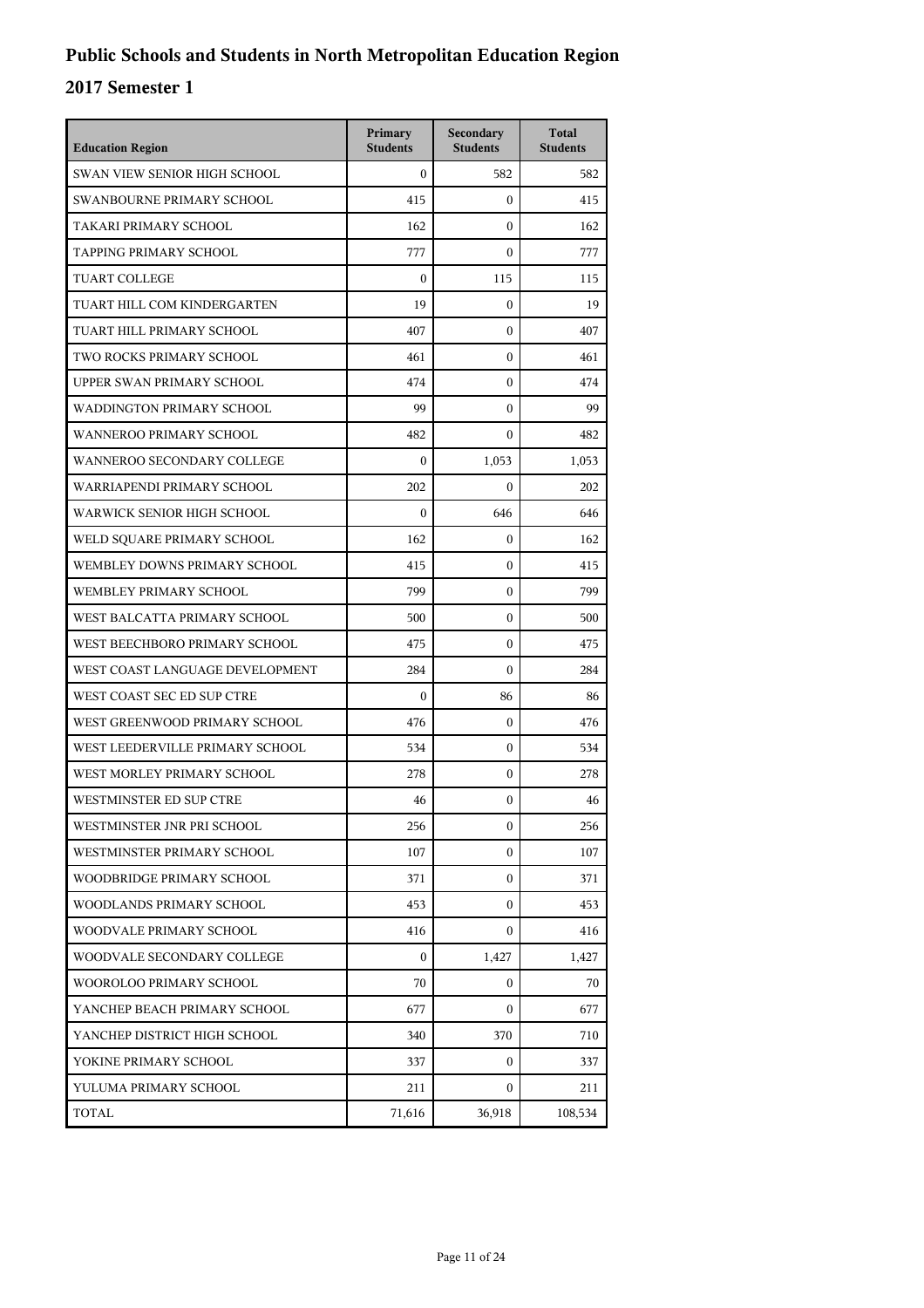# Public Schools and Students in North Metropolitan Education Region

## 2017 Semester 1

| Education Region | Primary Students | Secondary Students | Total Students |
|---|---|---|---|
| SWAN VIEW SENIOR HIGH SCHOOL | 0 | 582 | 582 |
| SWANBOURNE PRIMARY SCHOOL | 415 | 0 | 415 |
| TAKARI PRIMARY SCHOOL | 162 | 0 | 162 |
| TAPPING PRIMARY SCHOOL | 777 | 0 | 777 |
| TUART COLLEGE | 0 | 115 | 115 |
| TUART HILL COM KINDERGARTEN | 19 | 0 | 19 |
| TUART HILL PRIMARY SCHOOL | 407 | 0 | 407 |
| TWO ROCKS PRIMARY SCHOOL | 461 | 0 | 461 |
| UPPER SWAN PRIMARY SCHOOL | 474 | 0 | 474 |
| WADDINGTON PRIMARY SCHOOL | 99 | 0 | 99 |
| WANNEROO PRIMARY SCHOOL | 482 | 0 | 482 |
| WANNEROO SECONDARY COLLEGE | 0 | 1,053 | 1,053 |
| WARRIAPENDI PRIMARY SCHOOL | 202 | 0 | 202 |
| WARWICK SENIOR HIGH SCHOOL | 0 | 646 | 646 |
| WELD SQUARE PRIMARY SCHOOL | 162 | 0 | 162 |
| WEMBLEY DOWNS PRIMARY SCHOOL | 415 | 0 | 415 |
| WEMBLEY PRIMARY SCHOOL | 799 | 0 | 799 |
| WEST BALCATTA PRIMARY SCHOOL | 500 | 0 | 500 |
| WEST BEECHBORO PRIMARY SCHOOL | 475 | 0 | 475 |
| WEST COAST LANGUAGE DEVELOPMENT | 284 | 0 | 284 |
| WEST COAST SEC ED SUP CTRE | 0 | 86 | 86 |
| WEST GREENWOOD PRIMARY SCHOOL | 476 | 0 | 476 |
| WEST LEEDERVILLE PRIMARY SCHOOL | 534 | 0 | 534 |
| WEST MORLEY PRIMARY SCHOOL | 278 | 0 | 278 |
| WESTMINSTER ED SUP CTRE | 46 | 0 | 46 |
| WESTMINSTER JNR PRI SCHOOL | 256 | 0 | 256 |
| WESTMINSTER PRIMARY SCHOOL | 107 | 0 | 107 |
| WOODBRIDGE PRIMARY SCHOOL | 371 | 0 | 371 |
| WOODLANDS PRIMARY SCHOOL | 453 | 0 | 453 |
| WOODVALE PRIMARY SCHOOL | 416 | 0 | 416 |
| WOODVALE SECONDARY COLLEGE | 0 | 1,427 | 1,427 |
| WOOROLOO PRIMARY SCHOOL | 70 | 0 | 70 |
| YANCHEP BEACH PRIMARY SCHOOL | 677 | 0 | 677 |
| YANCHEP DISTRICT HIGH SCHOOL | 340 | 370 | 710 |
| YOKINE PRIMARY SCHOOL | 337 | 0 | 337 |
| YULUMA PRIMARY SCHOOL | 211 | 0 | 211 |
| TOTAL | 71,616 | 36,918 | 108,534 |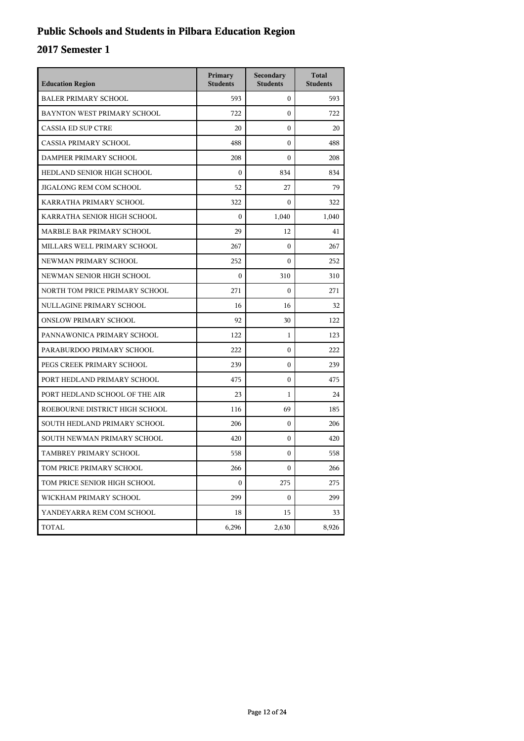# Public Schools and Students in Pilbara Education Region

## 2017 Semester 1

| Education Region | Primary Students | Secondary Students | Total Students |
|---|---|---|---|
| BALER PRIMARY SCHOOL | 593 | 0 | 593 |
| BAYNTON WEST PRIMARY SCHOOL | 722 | 0 | 722 |
| CASSIA ED SUP CTRE | 20 | 0 | 20 |
| CASSIA PRIMARY SCHOOL | 488 | 0 | 488 |
| DAMPIER PRIMARY SCHOOL | 208 | 0 | 208 |
| HEDLAND SENIOR HIGH SCHOOL | 0 | 834 | 834 |
| JIGALONG REM COM SCHOOL | 52 | 27 | 79 |
| KARRATHA PRIMARY SCHOOL | 322 | 0 | 322 |
| KARRATHA SENIOR HIGH SCHOOL | 0 | 1,040 | 1,040 |
| MARBLE BAR PRIMARY SCHOOL | 29 | 12 | 41 |
| MILLARS WELL PRIMARY SCHOOL | 267 | 0 | 267 |
| NEWMAN PRIMARY SCHOOL | 252 | 0 | 252 |
| NEWMAN SENIOR HIGH SCHOOL | 0 | 310 | 310 |
| NORTH TOM PRICE PRIMARY SCHOOL | 271 | 0 | 271 |
| NULLAGINE PRIMARY SCHOOL | 16 | 16 | 32 |
| ONSLOW PRIMARY SCHOOL | 92 | 30 | 122 |
| PANNAWONICA PRIMARY SCHOOL | 122 | 1 | 123 |
| PARABURDOO PRIMARY SCHOOL | 222 | 0 | 222 |
| PEGS CREEK PRIMARY SCHOOL | 239 | 0 | 239 |
| PORT HEDLAND PRIMARY SCHOOL | 475 | 0 | 475 |
| PORT HEDLAND SCHOOL OF THE AIR | 23 | 1 | 24 |
| ROEBOURNE DISTRICT HIGH SCHOOL | 116 | 69 | 185 |
| SOUTH HEDLAND PRIMARY SCHOOL | 206 | 0 | 206 |
| SOUTH NEWMAN PRIMARY SCHOOL | 420 | 0 | 420 |
| TAMBREY PRIMARY SCHOOL | 558 | 0 | 558 |
| TOM PRICE PRIMARY SCHOOL | 266 | 0 | 266 |
| TOM PRICE SENIOR HIGH SCHOOL | 0 | 275 | 275 |
| WICKHAM PRIMARY SCHOOL | 299 | 0 | 299 |
| YANDEYARRA REM COM SCHOOL | 18 | 15 | 33 |
| TOTAL | 6,296 | 2,630 | 8,926 |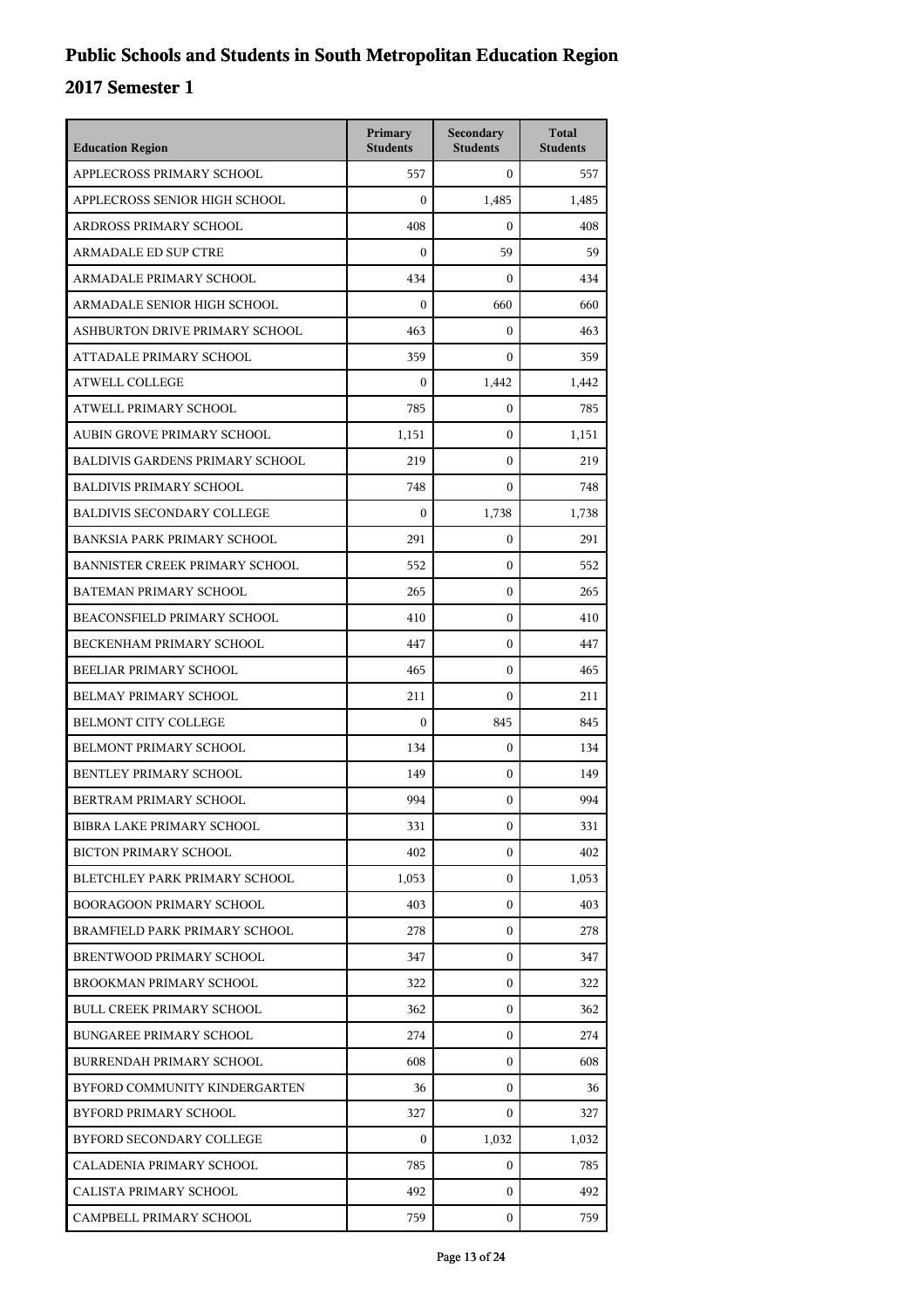# Public Schools and Students in South Metropolitan Education Region

## 2017 Semester 1

| Education Region | Primary Students | Secondary Students | Total Students |
|---|---|---|---|
| APPLECROSS PRIMARY SCHOOL | 557 | 0 | 557 |
| APPLECROSS SENIOR HIGH SCHOOL | 0 | 1,485 | 1,485 |
| ARDROSS PRIMARY SCHOOL | 408 | 0 | 408 |
| ARMADALE ED SUP CTRE | 0 | 59 | 59 |
| ARMADALE PRIMARY SCHOOL | 434 | 0 | 434 |
| ARMADALE SENIOR HIGH SCHOOL | 0 | 660 | 660 |
| ASHBURTON DRIVE PRIMARY SCHOOL | 463 | 0 | 463 |
| ATTADALE PRIMARY SCHOOL | 359 | 0 | 359 |
| ATWELL COLLEGE | 0 | 1,442 | 1,442 |
| ATWELL PRIMARY SCHOOL | 785 | 0 | 785 |
| AUBIN GROVE PRIMARY SCHOOL | 1,151 | 0 | 1,151 |
| BALDIVIS GARDENS PRIMARY SCHOOL | 219 | 0 | 219 |
| BALDIVIS PRIMARY SCHOOL | 748 | 0 | 748 |
| BALDIVIS SECONDARY COLLEGE | 0 | 1,738 | 1,738 |
| BANKSIA PARK PRIMARY SCHOOL | 291 | 0 | 291 |
| BANNISTER CREEK PRIMARY SCHOOL | 552 | 0 | 552 |
| BATEMAN PRIMARY SCHOOL | 265 | 0 | 265 |
| BEACONSFIELD PRIMARY SCHOOL | 410 | 0 | 410 |
| BECKENHAM PRIMARY SCHOOL | 447 | 0 | 447 |
| BEELIAR PRIMARY SCHOOL | 465 | 0 | 465 |
| BELMAY PRIMARY SCHOOL | 211 | 0 | 211 |
| BELMONT CITY COLLEGE | 0 | 845 | 845 |
| BELMONT PRIMARY SCHOOL | 134 | 0 | 134 |
| BENTLEY PRIMARY SCHOOL | 149 | 0 | 149 |
| BERTRAM PRIMARY SCHOOL | 994 | 0 | 994 |
| BIBRA LAKE PRIMARY SCHOOL | 331 | 0 | 331 |
| BICTON PRIMARY SCHOOL | 402 | 0 | 402 |
| BLETCHLEY PARK PRIMARY SCHOOL | 1,053 | 0 | 1,053 |
| BOORAGOON PRIMARY SCHOOL | 403 | 0 | 403 |
| BRAMFIELD PARK PRIMARY SCHOOL | 278 | 0 | 278 |
| BRENTWOOD PRIMARY SCHOOL | 347 | 0 | 347 |
| BROOKMAN PRIMARY SCHOOL | 322 | 0 | 322 |
| BULL CREEK PRIMARY SCHOOL | 362 | 0 | 362 |
| BUNGAREE PRIMARY SCHOOL | 274 | 0 | 274 |
| BURRENDAH PRIMARY SCHOOL | 608 | 0 | 608 |
| BYFORD COMMUNITY KINDERGARTEN | 36 | 0 | 36 |
| BYFORD PRIMARY SCHOOL | 327 | 0 | 327 |
| BYFORD SECONDARY COLLEGE | 0 | 1,032 | 1,032 |
| CALADENIA PRIMARY SCHOOL | 785 | 0 | 785 |
| CALISTA PRIMARY SCHOOL | 492 | 0 | 492 |
| CAMPBELL PRIMARY SCHOOL | 759 | 0 | 759 |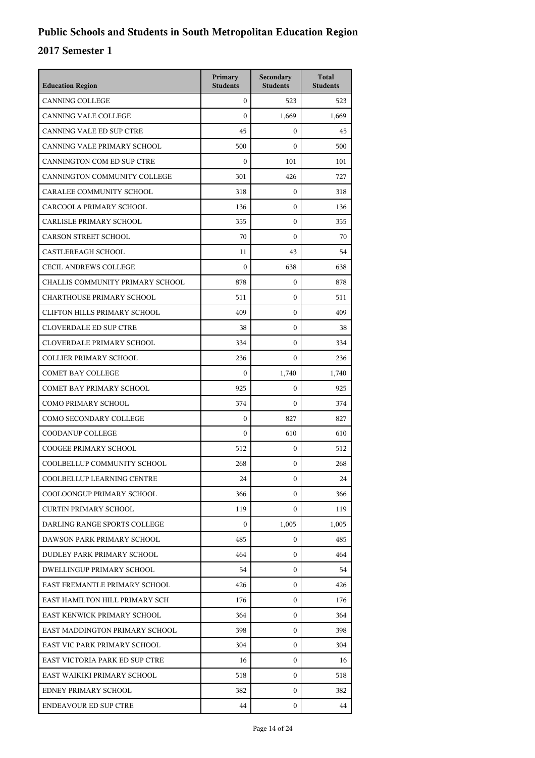# Public Schools and Students in South Metropolitan Education Region

## 2017 Semester 1

| Education Region | Primary Students | Secondary Students | Total Students |
|---|---|---|---|
| CANNING COLLEGE | 0 | 523 | 523 |
| CANNING VALE COLLEGE | 0 | 1,669 | 1,669 |
| CANNING VALE ED SUP CTRE | 45 | 0 | 45 |
| CANNING VALE PRIMARY SCHOOL | 500 | 0 | 500 |
| CANNINGTON COM ED SUP CTRE | 0 | 101 | 101 |
| CANNINGTON COMMUNITY COLLEGE | 301 | 426 | 727 |
| CARALEE COMMUNITY SCHOOL | 318 | 0 | 318 |
| CARCOOLA PRIMARY SCHOOL | 136 | 0 | 136 |
| CARLISLE PRIMARY SCHOOL | 355 | 0 | 355 |
| CARSON STREET SCHOOL | 70 | 0 | 70 |
| CASTLEREAGH SCHOOL | 11 | 43 | 54 |
| CECIL ANDREWS COLLEGE | 0 | 638 | 638 |
| CHALLIS COMMUNITY PRIMARY SCHOOL | 878 | 0 | 878 |
| CHARTHOUSE PRIMARY SCHOOL | 511 | 0 | 511 |
| CLIFTON HILLS PRIMARY SCHOOL | 409 | 0 | 409 |
| CLOVERDALE ED SUP CTRE | 38 | 0 | 38 |
| CLOVERDALE PRIMARY SCHOOL | 334 | 0 | 334 |
| COLLIER PRIMARY SCHOOL | 236 | 0 | 236 |
| COMET BAY COLLEGE | 0 | 1,740 | 1,740 |
| COMET BAY PRIMARY SCHOOL | 925 | 0 | 925 |
| COMO PRIMARY SCHOOL | 374 | 0 | 374 |
| COMO SECONDARY COLLEGE | 0 | 827 | 827 |
| COODANUP COLLEGE | 0 | 610 | 610 |
| COOGEE PRIMARY SCHOOL | 512 | 0 | 512 |
| COOLBELLUP COMMUNITY SCHOOL | 268 | 0 | 268 |
| COOLBELLUP LEARNING CENTRE | 24 | 0 | 24 |
| COOLOONGUP PRIMARY SCHOOL | 366 | 0 | 366 |
| CURTIN PRIMARY SCHOOL | 119 | 0 | 119 |
| DARLING RANGE SPORTS COLLEGE | 0 | 1,005 | 1,005 |
| DAWSON PARK PRIMARY SCHOOL | 485 | 0 | 485 |
| DUDLEY PARK PRIMARY SCHOOL | 464 | 0 | 464 |
| DWELLINGUP PRIMARY SCHOOL | 54 | 0 | 54 |
| EAST FREMANTLE PRIMARY SCHOOL | 426 | 0 | 426 |
| EAST HAMILTON HILL PRIMARY SCH | 176 | 0 | 176 |
| EAST KENWICK PRIMARY SCHOOL | 364 | 0 | 364 |
| EAST MADDINGTON PRIMARY SCHOOL | 398 | 0 | 398 |
| EAST VIC PARK PRIMARY SCHOOL | 304 | 0 | 304 |
| EAST VICTORIA PARK ED SUP CTRE | 16 | 0 | 16 |
| EAST WAIKIKI PRIMARY SCHOOL | 518 | 0 | 518 |
| EDNEY PRIMARY SCHOOL | 382 | 0 | 382 |
| ENDEAVOUR ED SUP CTRE | 44 | 0 | 44 |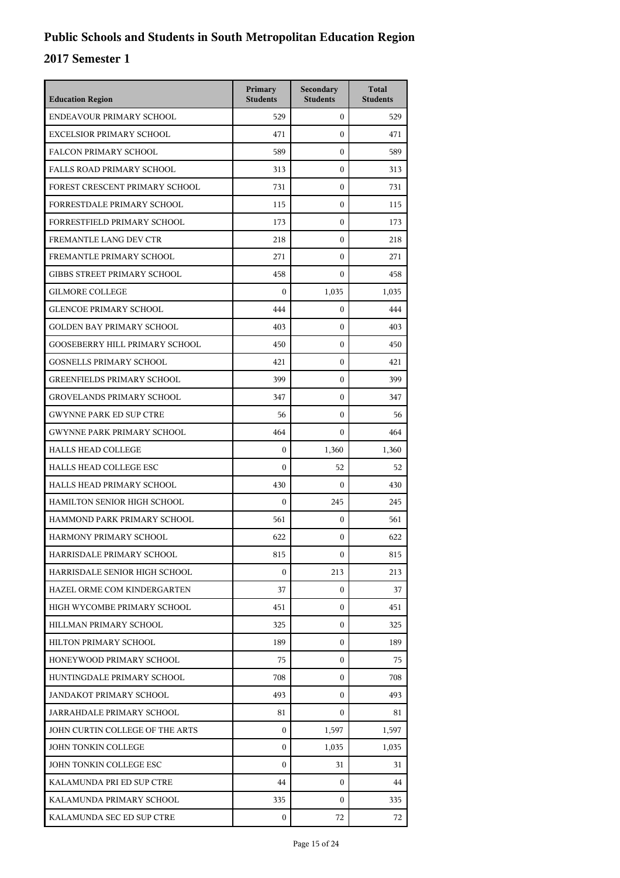# Public Schools and Students in South Metropolitan Education Region

## 2017 Semester 1

| Education Region | Primary Students | Secondary Students | Total Students |
|---|---|---|---|
| ENDEAVOUR PRIMARY SCHOOL | 529 | 0 | 529 |
| EXCELSIOR PRIMARY SCHOOL | 471 | 0 | 471 |
| FALCON PRIMARY SCHOOL | 589 | 0 | 589 |
| FALLS ROAD PRIMARY SCHOOL | 313 | 0 | 313 |
| FOREST CRESCENT PRIMARY SCHOOL | 731 | 0 | 731 |
| FORRESTDALE PRIMARY SCHOOL | 115 | 0 | 115 |
| FORRESTFIELD PRIMARY SCHOOL | 173 | 0 | 173 |
| FREMANTLE LANG DEV CTR | 218 | 0 | 218 |
| FREMANTLE PRIMARY SCHOOL | 271 | 0 | 271 |
| GIBBS STREET PRIMARY SCHOOL | 458 | 0 | 458 |
| GILMORE COLLEGE | 0 | 1,035 | 1,035 |
| GLENCOE PRIMARY SCHOOL | 444 | 0 | 444 |
| GOLDEN BAY PRIMARY SCHOOL | 403 | 0 | 403 |
| GOOSEBERRY HILL PRIMARY SCHOOL | 450 | 0 | 450 |
| GOSNELLS PRIMARY SCHOOL | 421 | 0 | 421 |
| GREENFIELDS PRIMARY SCHOOL | 399 | 0 | 399 |
| GROVELANDS PRIMARY SCHOOL | 347 | 0 | 347 |
| GWYNNE PARK ED SUP CTRE | 56 | 0 | 56 |
| GWYNNE PARK PRIMARY SCHOOL | 464 | 0 | 464 |
| HALLS HEAD COLLEGE | 0 | 1,360 | 1,360 |
| HALLS HEAD COLLEGE ESC | 0 | 52 | 52 |
| HALLS HEAD PRIMARY SCHOOL | 430 | 0 | 430 |
| HAMILTON SENIOR HIGH SCHOOL | 0 | 245 | 245 |
| HAMMOND PARK PRIMARY SCHOOL | 561 | 0 | 561 |
| HARMONY PRIMARY SCHOOL | 622 | 0 | 622 |
| HARRISDALE PRIMARY SCHOOL | 815 | 0 | 815 |
| HARRISDALE SENIOR HIGH SCHOOL | 0 | 213 | 213 |
| HAZEL ORME COM KINDERGARTEN | 37 | 0 | 37 |
| HIGH WYCOMBE PRIMARY SCHOOL | 451 | 0 | 451 |
| HILLMAN PRIMARY SCHOOL | 325 | 0 | 325 |
| HILTON PRIMARY SCHOOL | 189 | 0 | 189 |
| HONEYWOOD PRIMARY SCHOOL | 75 | 0 | 75 |
| HUNTINGDALE PRIMARY SCHOOL | 708 | 0 | 708 |
| JANDAKOT PRIMARY SCHOOL | 493 | 0 | 493 |
| JARRAHDALE PRIMARY SCHOOL | 81 | 0 | 81 |
| JOHN CURTIN COLLEGE OF THE ARTS | 0 | 1,597 | 1,597 |
| JOHN TONKIN COLLEGE | 0 | 1,035 | 1,035 |
| JOHN TONKIN COLLEGE ESC | 0 | 31 | 31 |
| KALAMUNDA PRI ED SUP CTRE | 44 | 0 | 44 |
| KALAMUNDA PRIMARY SCHOOL | 335 | 0 | 335 |
| KALAMUNDA SEC ED SUP CTRE | 0 | 72 | 72 |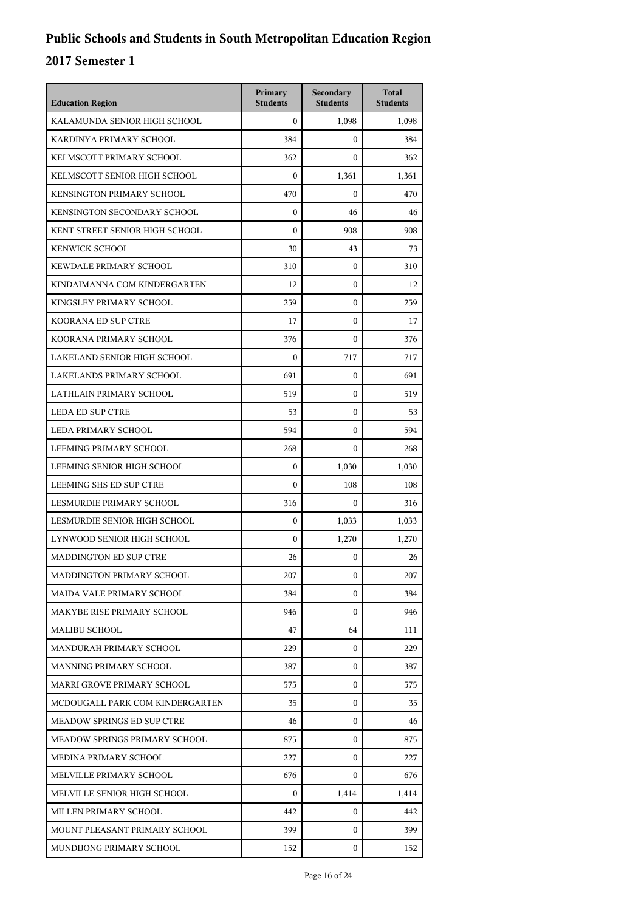# Public Schools and Students in South Metropolitan Education Region

## 2017 Semester 1

| Education Region | Primary Students | Secondary Students | Total Students |
| --- | --- | --- | --- |
| KALAMUNDA SENIOR HIGH SCHOOL | 0 | 1,098 | 1,098 |
| KARDINYA PRIMARY SCHOOL | 384 | 0 | 384 |
| KELMSCOTT PRIMARY SCHOOL | 362 | 0 | 362 |
| KELMSCOTT SENIOR HIGH SCHOOL | 0 | 1,361 | 1,361 |
| KENSINGTON PRIMARY SCHOOL | 470 | 0 | 470 |
| KENSINGTON SECONDARY SCHOOL | 0 | 46 | 46 |
| KENT STREET SENIOR HIGH SCHOOL | 0 | 908 | 908 |
| KENWICK SCHOOL | 30 | 43 | 73 |
| KEWDALE PRIMARY SCHOOL | 310 | 0 | 310 |
| KINDAIMANNA COM KINDERGARTEN | 12 | 0 | 12 |
| KINGSLEY PRIMARY SCHOOL | 259 | 0 | 259 |
| KOORANA ED SUP CTRE | 17 | 0 | 17 |
| KOORANA PRIMARY SCHOOL | 376 | 0 | 376 |
| LAKELAND SENIOR HIGH SCHOOL | 0 | 717 | 717 |
| LAKELANDS PRIMARY SCHOOL | 691 | 0 | 691 |
| LATHLAIN PRIMARY SCHOOL | 519 | 0 | 519 |
| LEDA ED SUP CTRE | 53 | 0 | 53 |
| LEDA PRIMARY SCHOOL | 594 | 0 | 594 |
| LEEMING PRIMARY SCHOOL | 268 | 0 | 268 |
| LEEMING SENIOR HIGH SCHOOL | 0 | 1,030 | 1,030 |
| LEEMING SHS ED SUP CTRE | 0 | 108 | 108 |
| LESMURDIE PRIMARY SCHOOL | 316 | 0 | 316 |
| LESMURDIE SENIOR HIGH SCHOOL | 0 | 1,033 | 1,033 |
| LYNWOOD SENIOR HIGH SCHOOL | 0 | 1,270 | 1,270 |
| MADDINGTON ED SUP CTRE | 26 | 0 | 26 |
| MADDINGTON PRIMARY SCHOOL | 207 | 0 | 207 |
| MAIDA VALE PRIMARY SCHOOL | 384 | 0 | 384 |
| MAKYBE RISE PRIMARY SCHOOL | 946 | 0 | 946 |
| MALIBU SCHOOL | 47 | 64 | 111 |
| MANDURAH PRIMARY SCHOOL | 229 | 0 | 229 |
| MANNING PRIMARY SCHOOL | 387 | 0 | 387 |
| MARRI GROVE PRIMARY SCHOOL | 575 | 0 | 575 |
| MCDOUGALL PARK COM KINDERGARTEN | 35 | 0 | 35 |
| MEADOW SPRINGS ED SUP CTRE | 46 | 0 | 46 |
| MEADOW SPRINGS PRIMARY SCHOOL | 875 | 0 | 875 |
| MEDINA PRIMARY SCHOOL | 227 | 0 | 227 |
| MELVILLE PRIMARY SCHOOL | 676 | 0 | 676 |
| MELVILLE SENIOR HIGH SCHOOL | 0 | 1,414 | 1,414 |
| MILLEN PRIMARY SCHOOL | 442 | 0 | 442 |
| MOUNT PLEASANT PRIMARY SCHOOL | 399 | 0 | 399 |
| MUNDIJONG PRIMARY SCHOOL | 152 | 0 | 152 |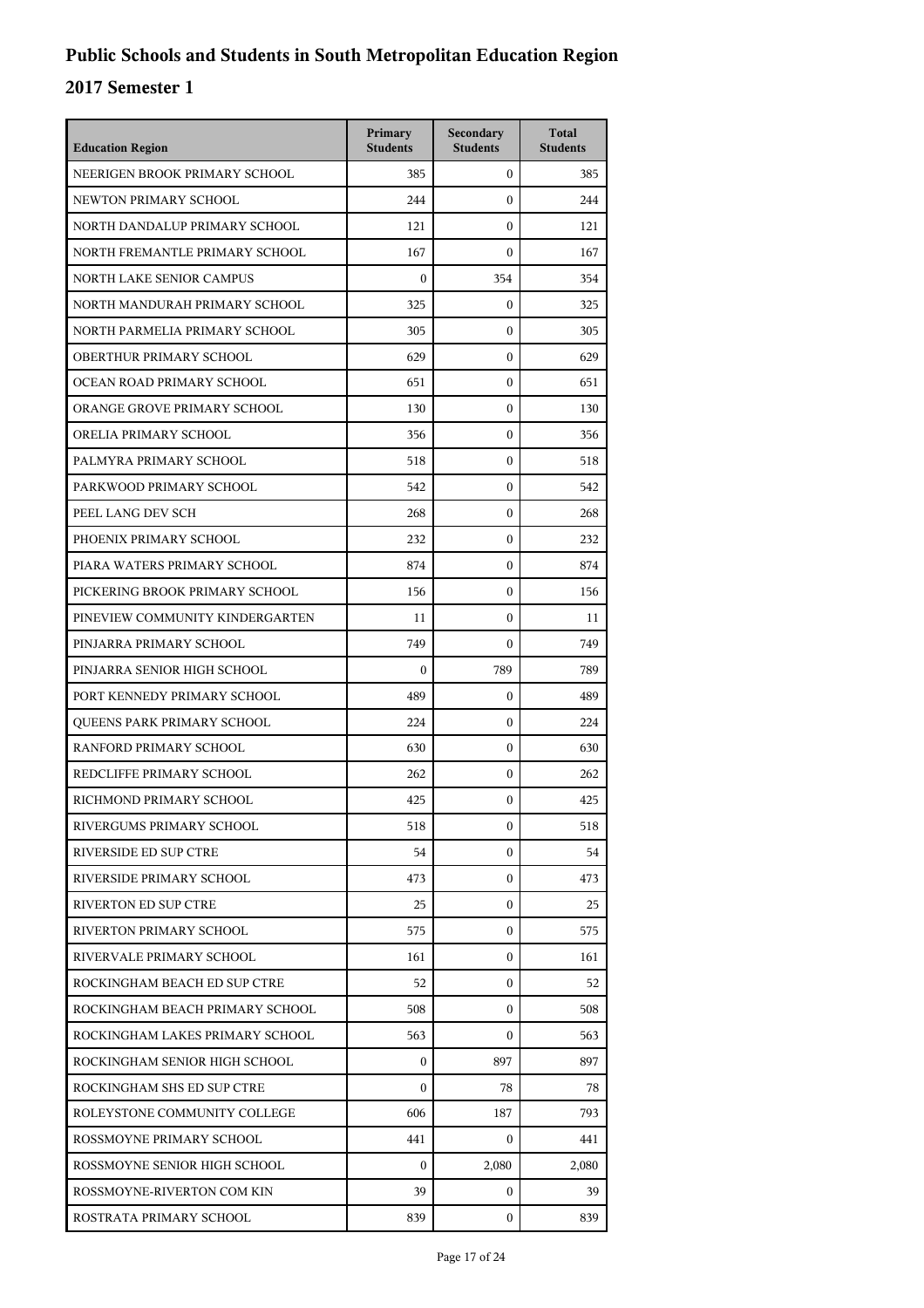# Public Schools and Students in South Metropolitan Education Region

## 2017 Semester 1

| Education Region | Primary Students | Secondary Students | Total Students |
| --- | --- | --- | --- |
| NEERIGEN BROOK PRIMARY SCHOOL | 385 | 0 | 385 |
| NEWTON PRIMARY SCHOOL | 244 | 0 | 244 |
| NORTH DANDALUP PRIMARY SCHOOL | 121 | 0 | 121 |
| NORTH FREMANTLE PRIMARY SCHOOL | 167 | 0 | 167 |
| NORTH LAKE SENIOR CAMPUS | 0 | 354 | 354 |
| NORTH MANDURAH PRIMARY SCHOOL | 325 | 0 | 325 |
| NORTH PARMELIA PRIMARY SCHOOL | 305 | 0 | 305 |
| OBERTHUR PRIMARY SCHOOL | 629 | 0 | 629 |
| OCEAN ROAD PRIMARY SCHOOL | 651 | 0 | 651 |
| ORANGE GROVE PRIMARY SCHOOL | 130 | 0 | 130 |
| ORELIA PRIMARY SCHOOL | 356 | 0 | 356 |
| PALMYRA PRIMARY SCHOOL | 518 | 0 | 518 |
| PARKWOOD PRIMARY SCHOOL | 542 | 0 | 542 |
| PEEL LANG DEV SCH | 268 | 0 | 268 |
| PHOENIX PRIMARY SCHOOL | 232 | 0 | 232 |
| PIARA WATERS PRIMARY SCHOOL | 874 | 0 | 874 |
| PICKERING BROOK PRIMARY SCHOOL | 156 | 0 | 156 |
| PINEVIEW COMMUNITY KINDERGARTEN | 11 | 0 | 11 |
| PINJARRA PRIMARY SCHOOL | 749 | 0 | 749 |
| PINJARRA SENIOR HIGH SCHOOL | 0 | 789 | 789 |
| PORT KENNEDY PRIMARY SCHOOL | 489 | 0 | 489 |
| QUEENS PARK PRIMARY SCHOOL | 224 | 0 | 224 |
| RANFORD PRIMARY SCHOOL | 630 | 0 | 630 |
| REDCLIFFE PRIMARY SCHOOL | 262 | 0 | 262 |
| RICHMOND PRIMARY SCHOOL | 425 | 0 | 425 |
| RIVERGUMS PRIMARY SCHOOL | 518 | 0 | 518 |
| RIVERSIDE ED SUP CTRE | 54 | 0 | 54 |
| RIVERSIDE PRIMARY SCHOOL | 473 | 0 | 473 |
| RIVERTON ED SUP CTRE | 25 | 0 | 25 |
| RIVERTON PRIMARY SCHOOL | 575 | 0 | 575 |
| RIVERVALE PRIMARY SCHOOL | 161 | 0 | 161 |
| ROCKINGHAM BEACH ED SUP CTRE | 52 | 0 | 52 |
| ROCKINGHAM BEACH PRIMARY SCHOOL | 508 | 0 | 508 |
| ROCKINGHAM LAKES PRIMARY SCHOOL | 563 | 0 | 563 |
| ROCKINGHAM SENIOR HIGH SCHOOL | 0 | 897 | 897 |
| ROCKINGHAM SHS ED SUP CTRE | 0 | 78 | 78 |
| ROLEYSTONE COMMUNITY COLLEGE | 606 | 187 | 793 |
| ROSSMOYNE PRIMARY SCHOOL | 441 | 0 | 441 |
| ROSSMOYNE SENIOR HIGH SCHOOL | 0 | 2,080 | 2,080 |
| ROSSMOYNE-RIVERTON COM KIN | 39 | 0 | 39 |
| ROSTRATA PRIMARY SCHOOL | 839 | 0 | 839 |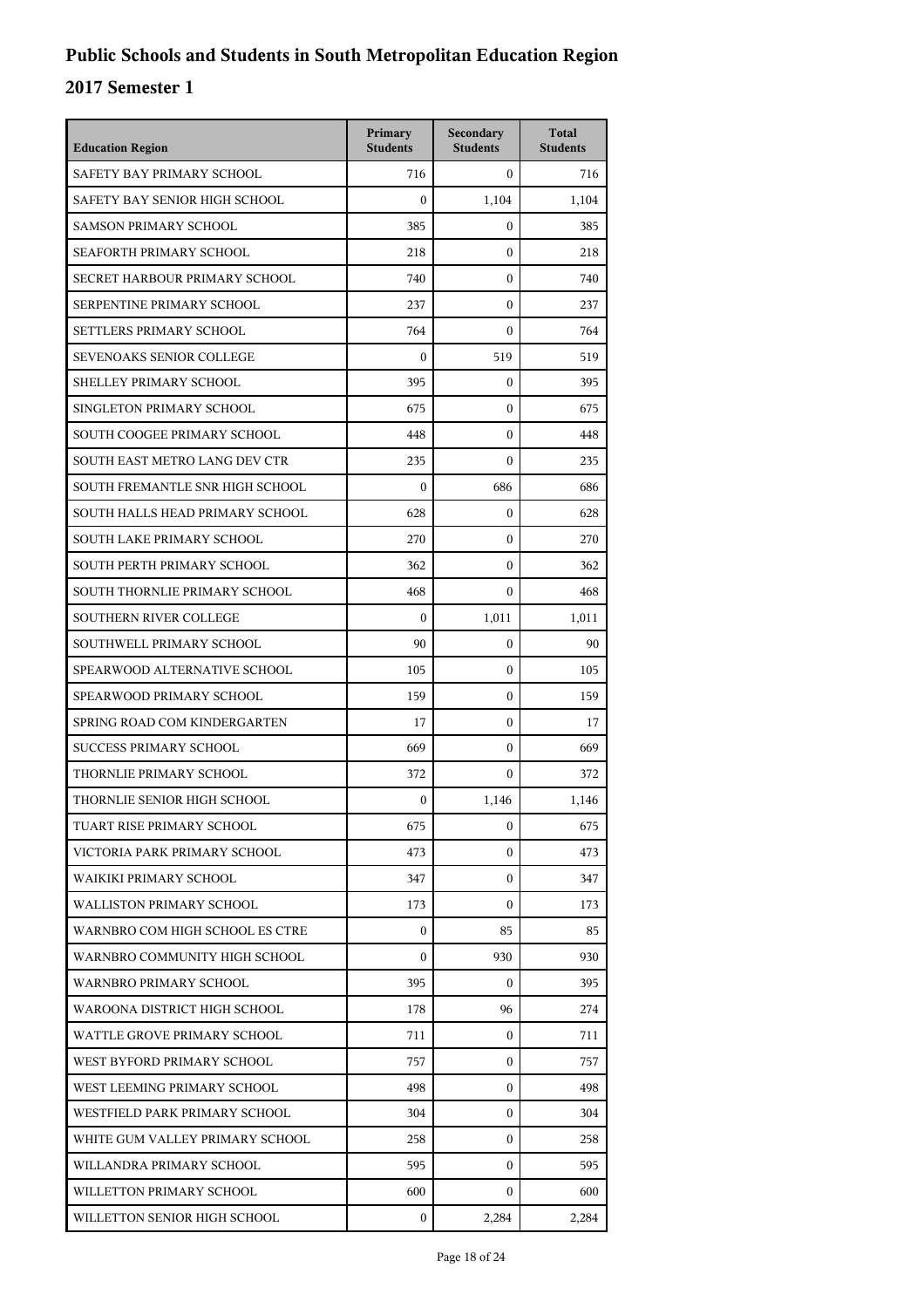# Public Schools and Students in South Metropolitan Education Region

## 2017 Semester 1

| Education Region | Primary Students | Secondary Students | Total Students |
|---|---|---|---|
| SAFETY BAY PRIMARY SCHOOL | 716 | 0 | 716 |
| SAFETY BAY SENIOR HIGH SCHOOL | 0 | 1,104 | 1,104 |
| SAMSON PRIMARY SCHOOL | 385 | 0 | 385 |
| SEAFORTH PRIMARY SCHOOL | 218 | 0 | 218 |
| SECRET HARBOUR PRIMARY SCHOOL | 740 | 0 | 740 |
| SERPENTINE PRIMARY SCHOOL | 237 | 0 | 237 |
| SETTLERS PRIMARY SCHOOL | 764 | 0 | 764 |
| SEVENOAKS SENIOR COLLEGE | 0 | 519 | 519 |
| SHELLEY PRIMARY SCHOOL | 395 | 0 | 395 |
| SINGLETON PRIMARY SCHOOL | 675 | 0 | 675 |
| SOUTH COOGEE PRIMARY SCHOOL | 448 | 0 | 448 |
| SOUTH EAST METRO LANG DEV CTR | 235 | 0 | 235 |
| SOUTH FREMANTLE SNR HIGH SCHOOL | 0 | 686 | 686 |
| SOUTH HALLS HEAD PRIMARY SCHOOL | 628 | 0 | 628 |
| SOUTH LAKE PRIMARY SCHOOL | 270 | 0 | 270 |
| SOUTH PERTH PRIMARY SCHOOL | 362 | 0 | 362 |
| SOUTH THORNLIE PRIMARY SCHOOL | 468 | 0 | 468 |
| SOUTHERN RIVER COLLEGE | 0 | 1,011 | 1,011 |
| SOUTHWELL PRIMARY SCHOOL | 90 | 0 | 90 |
| SPEARWOOD ALTERNATIVE SCHOOL | 105 | 0 | 105 |
| SPEARWOOD PRIMARY SCHOOL | 159 | 0 | 159 |
| SPRING ROAD COM KINDERGARTEN | 17 | 0 | 17 |
| SUCCESS PRIMARY SCHOOL | 669 | 0 | 669 |
| THORNLIE PRIMARY SCHOOL | 372 | 0 | 372 |
| THORNLIE SENIOR HIGH SCHOOL | 0 | 1,146 | 1,146 |
| TUART RISE PRIMARY SCHOOL | 675 | 0 | 675 |
| VICTORIA PARK PRIMARY SCHOOL | 473 | 0 | 473 |
| WAIKIKI PRIMARY SCHOOL | 347 | 0 | 347 |
| WALLISTON PRIMARY SCHOOL | 173 | 0 | 173 |
| WARNBRO COM HIGH SCHOOL ES CTRE | 0 | 85 | 85 |
| WARNBRO COMMUNITY HIGH SCHOOL | 0 | 930 | 930 |
| WARNBRO PRIMARY SCHOOL | 395 | 0 | 395 |
| WAROONA DISTRICT HIGH SCHOOL | 178 | 96 | 274 |
| WATTLE GROVE PRIMARY SCHOOL | 711 | 0 | 711 |
| WEST BYFORD PRIMARY SCHOOL | 757 | 0 | 757 |
| WEST LEEMING PRIMARY SCHOOL | 498 | 0 | 498 |
| WESTFIELD PARK PRIMARY SCHOOL | 304 | 0 | 304 |
| WHITE GUM VALLEY PRIMARY SCHOOL | 258 | 0 | 258 |
| WILLANDRA PRIMARY SCHOOL | 595 | 0 | 595 |
| WILLETTON PRIMARY SCHOOL | 600 | 0 | 600 |
| WILLETTON SENIOR HIGH SCHOOL | 0 | 2,284 | 2,284 |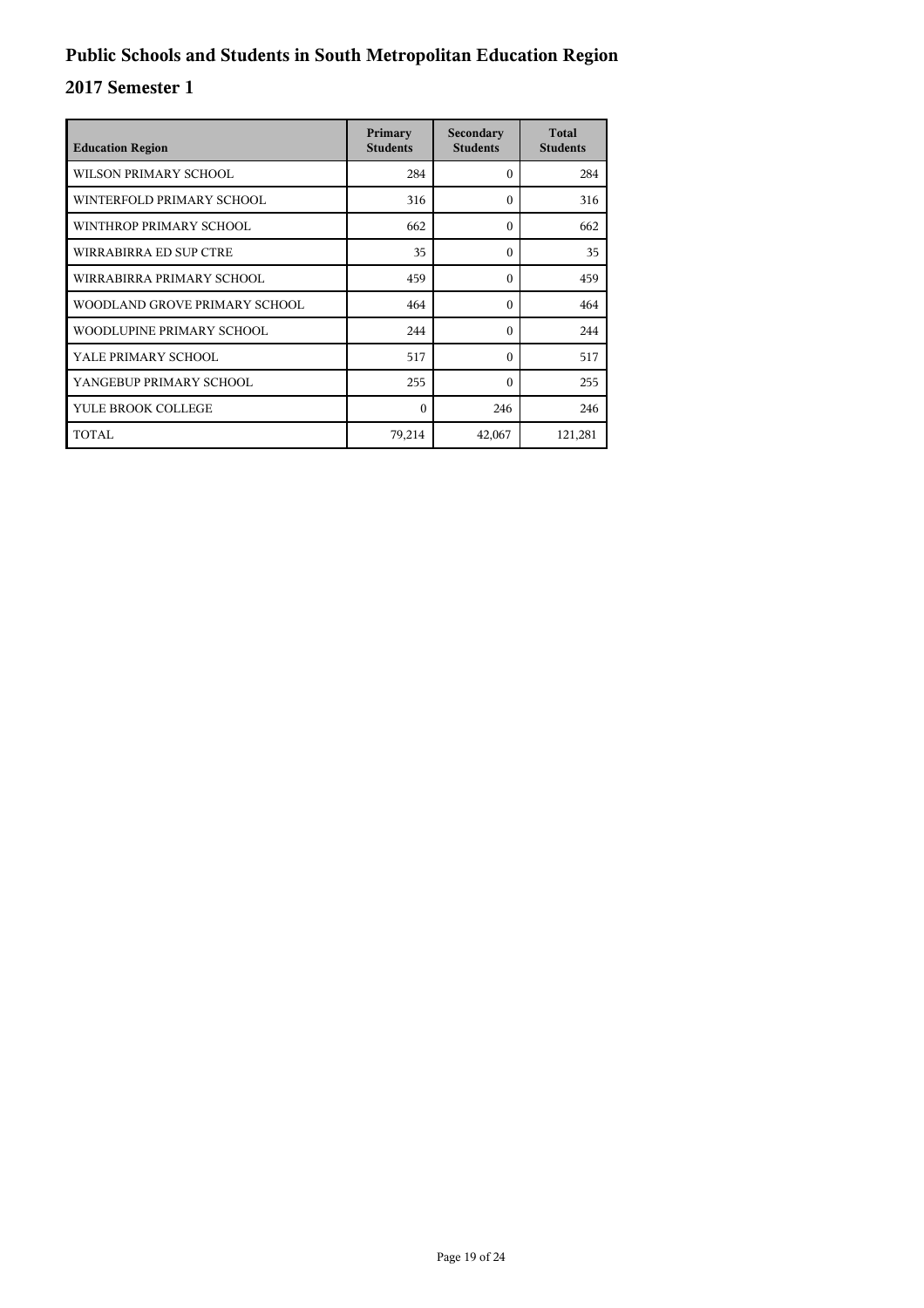# Public Schools and Students in South Metropolitan Education Region

## 2017 Semester 1

| Education Region | Primary Students | Secondary Students | Total Students |
|---|---|---|---|
| WILSON PRIMARY SCHOOL | 284 | 0 | 284 |
| WINTERFOLD PRIMARY SCHOOL | 316 | 0 | 316 |
| WINTHROP PRIMARY SCHOOL | 662 | 0 | 662 |
| WIRRABIRRA ED SUP CTRE | 35 | 0 | 35 |
| WIRRABIRRA PRIMARY SCHOOL | 459 | 0 | 459 |
| WOODLAND GROVE PRIMARY SCHOOL | 464 | 0 | 464 |
| WOODLUPINE PRIMARY SCHOOL | 244 | 0 | 244 |
| YALE PRIMARY SCHOOL | 517 | 0 | 517 |
| YANGEBUP PRIMARY SCHOOL | 255 | 0 | 255 |
| YULE BROOK COLLEGE | 0 | 246 | 246 |
| TOTAL | 79,214 | 42,067 | 121,281 |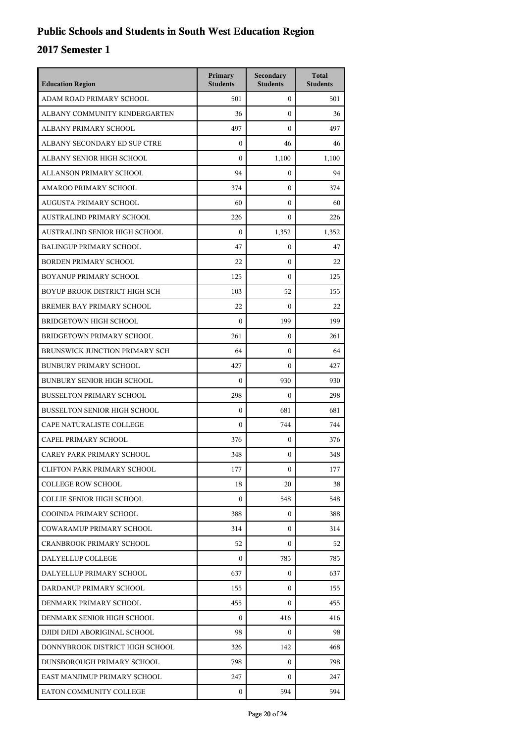# Public Schools and Students in South West Education Region

## 2017 Semester 1

| Education Region | Primary Students | Secondary Students | Total Students |
| --- | --- | --- | --- |
| ADAM ROAD PRIMARY SCHOOL | 501 | 0 | 501 |
| ALBANY COMMUNITY KINDERGARTEN | 36 | 0 | 36 |
| ALBANY PRIMARY SCHOOL | 497 | 0 | 497 |
| ALBANY SECONDARY ED SUP CTRE | 0 | 46 | 46 |
| ALBANY SENIOR HIGH SCHOOL | 0 | 1,100 | 1,100 |
| ALLANSON PRIMARY SCHOOL | 94 | 0 | 94 |
| AMAROO PRIMARY SCHOOL | 374 | 0 | 374 |
| AUGUSTA PRIMARY SCHOOL | 60 | 0 | 60 |
| AUSTRALIND PRIMARY SCHOOL | 226 | 0 | 226 |
| AUSTRALIND SENIOR HIGH SCHOOL | 0 | 1,352 | 1,352 |
| BALINGUP PRIMARY SCHOOL | 47 | 0 | 47 |
| BORDEN PRIMARY SCHOOL | 22 | 0 | 22 |
| BOYANUP PRIMARY SCHOOL | 125 | 0 | 125 |
| BOYUP BROOK DISTRICT HIGH SCH | 103 | 52 | 155 |
| BREMER BAY PRIMARY SCHOOL | 22 | 0 | 22 |
| BRIDGETOWN HIGH SCHOOL | 0 | 199 | 199 |
| BRIDGETOWN PRIMARY SCHOOL | 261 | 0 | 261 |
| BRUNSWICK JUNCTION PRIMARY SCH | 64 | 0 | 64 |
| BUNBURY PRIMARY SCHOOL | 427 | 0 | 427 |
| BUNBURY SENIOR HIGH SCHOOL | 0 | 930 | 930 |
| BUSSELTON PRIMARY SCHOOL | 298 | 0 | 298 |
| BUSSELTON SENIOR HIGH SCHOOL | 0 | 681 | 681 |
| CAPE NATURALISTE COLLEGE | 0 | 744 | 744 |
| CAPEL PRIMARY SCHOOL | 376 | 0 | 376 |
| CAREY PARK PRIMARY SCHOOL | 348 | 0 | 348 |
| CLIFTON PARK PRIMARY SCHOOL | 177 | 0 | 177 |
| COLLEGE ROW SCHOOL | 18 | 20 | 38 |
| COLLIE SENIOR HIGH SCHOOL | 0 | 548 | 548 |
| COOINDA PRIMARY SCHOOL | 388 | 0 | 388 |
| COWARAMUP PRIMARY SCHOOL | 314 | 0 | 314 |
| CRANBROOK PRIMARY SCHOOL | 52 | 0 | 52 |
| DALYELLUP COLLEGE | 0 | 785 | 785 |
| DALYELLUP PRIMARY SCHOOL | 637 | 0 | 637 |
| DARDANUP PRIMARY SCHOOL | 155 | 0 | 155 |
| DENMARK PRIMARY SCHOOL | 455 | 0 | 455 |
| DENMARK SENIOR HIGH SCHOOL | 0 | 416 | 416 |
| DJIDI DJIDI ABORIGINAL SCHOOL | 98 | 0 | 98 |
| DONNYBROOK DISTRICT HIGH SCHOOL | 326 | 142 | 468 |
| DUNSBOROUGH PRIMARY SCHOOL | 798 | 0 | 798 |
| EAST MANJIMUP PRIMARY SCHOOL | 247 | 0 | 247 |
| EATON COMMUNITY COLLEGE | 0 | 594 | 594 |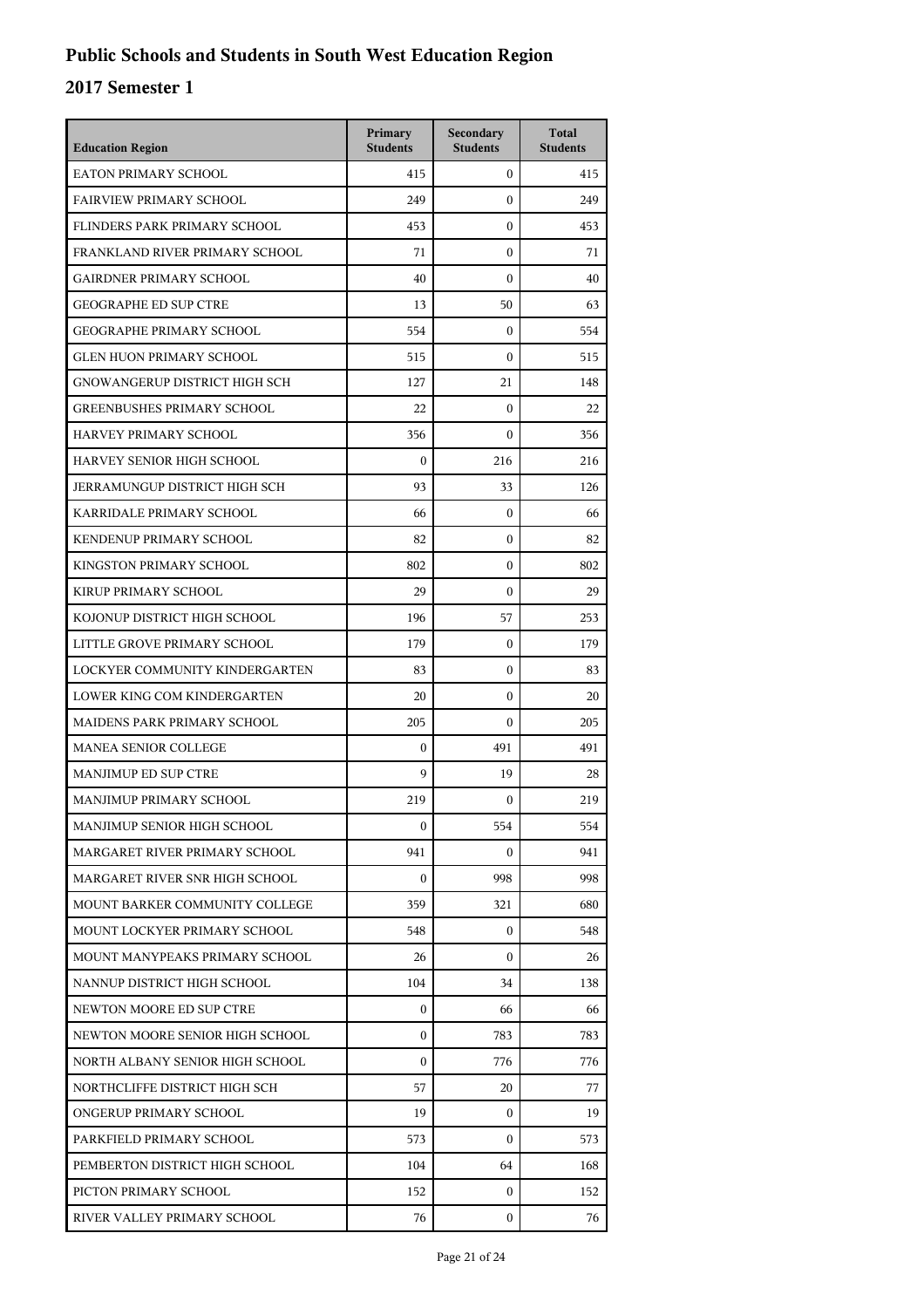# Public Schools and Students in South West Education Region

## 2017 Semester 1

| Education Region | Primary Students | Secondary Students | Total Students |
|---|---|---|---|
| EATON PRIMARY SCHOOL | 415 | 0 | 415 |
| FAIRVIEW PRIMARY SCHOOL | 249 | 0 | 249 |
| FLINDERS PARK PRIMARY SCHOOL | 453 | 0 | 453 |
| FRANKLAND RIVER PRIMARY SCHOOL | 71 | 0 | 71 |
| GAIRDNER PRIMARY SCHOOL | 40 | 0 | 40 |
| GEOGRAPHE ED SUP CTRE | 13 | 50 | 63 |
| GEOGRAPHE PRIMARY SCHOOL | 554 | 0 | 554 |
| GLEN HUON PRIMARY SCHOOL | 515 | 0 | 515 |
| GNOWANGERUP DISTRICT HIGH SCH | 127 | 21 | 148 |
| GREENBUSHES PRIMARY SCHOOL | 22 | 0 | 22 |
| HARVEY PRIMARY SCHOOL | 356 | 0 | 356 |
| HARVEY SENIOR HIGH SCHOOL | 0 | 216 | 216 |
| JERRAMUNGUP DISTRICT HIGH SCH | 93 | 33 | 126 |
| KARRIDALE PRIMARY SCHOOL | 66 | 0 | 66 |
| KENDENUP PRIMARY SCHOOL | 82 | 0 | 82 |
| KINGSTON PRIMARY SCHOOL | 802 | 0 | 802 |
| KIRUP PRIMARY SCHOOL | 29 | 0 | 29 |
| KOJONUP DISTRICT HIGH SCHOOL | 196 | 57 | 253 |
| LITTLE GROVE PRIMARY SCHOOL | 179 | 0 | 179 |
| LOCKYER COMMUNITY KINDERGARTEN | 83 | 0 | 83 |
| LOWER KING COM KINDERGARTEN | 20 | 0 | 20 |
| MAIDENS PARK PRIMARY SCHOOL | 205 | 0 | 205 |
| MANEA SENIOR COLLEGE | 0 | 491 | 491 |
| MANJIMUP ED SUP CTRE | 9 | 19 | 28 |
| MANJIMUP PRIMARY SCHOOL | 219 | 0 | 219 |
| MANJIMUP SENIOR HIGH SCHOOL | 0 | 554 | 554 |
| MARGARET RIVER PRIMARY SCHOOL | 941 | 0 | 941 |
| MARGARET RIVER SNR HIGH SCHOOL | 0 | 998 | 998 |
| MOUNT BARKER COMMUNITY COLLEGE | 359 | 321 | 680 |
| MOUNT LOCKYER PRIMARY SCHOOL | 548 | 0 | 548 |
| MOUNT MANYPEAKS PRIMARY SCHOOL | 26 | 0 | 26 |
| NANNUP DISTRICT HIGH SCHOOL | 104 | 34 | 138 |
| NEWTON MOORE ED SUP CTRE | 0 | 66 | 66 |
| NEWTON MOORE SENIOR HIGH SCHOOL | 0 | 783 | 783 |
| NORTH ALBANY SENIOR HIGH SCHOOL | 0 | 776 | 776 |
| NORTHCLIFFE DISTRICT HIGH SCH | 57 | 20 | 77 |
| ONGERUP PRIMARY SCHOOL | 19 | 0 | 19 |
| PARKFIELD PRIMARY SCHOOL | 573 | 0 | 573 |
| PEMBERTON DISTRICT HIGH SCHOOL | 104 | 64 | 168 |
| PICTON PRIMARY SCHOOL | 152 | 0 | 152 |
| RIVER VALLEY PRIMARY SCHOOL | 76 | 0 | 76 |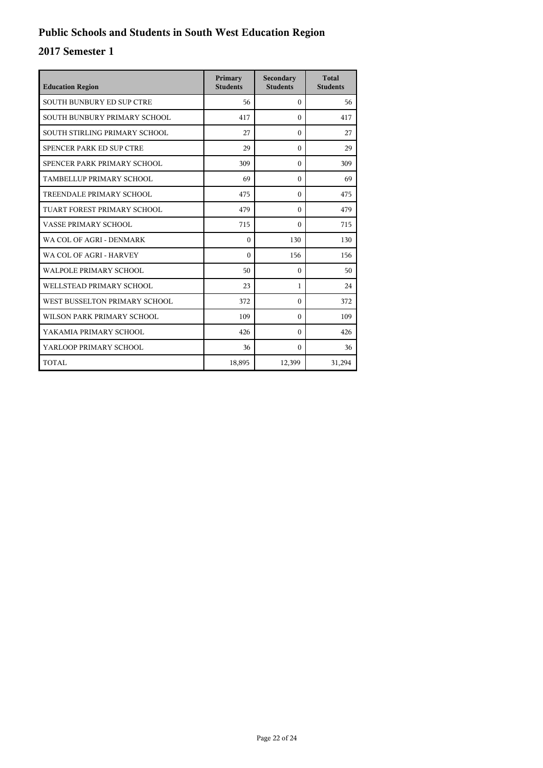# Public Schools and Students in South West Education Region

## 2017 Semester 1

| Education Region | Primary Students | Secondary Students | Total Students |
|---|---|---|---|
| SOUTH BUNBURY ED SUP CTRE | 56 | 0 | 56 |
| SOUTH BUNBURY PRIMARY SCHOOL | 417 | 0 | 417 |
| SOUTH STIRLING PRIMARY SCHOOL | 27 | 0 | 27 |
| SPENCER PARK ED SUP CTRE | 29 | 0 | 29 |
| SPENCER PARK PRIMARY SCHOOL | 309 | 0 | 309 |
| TAMBELLUP PRIMARY SCHOOL | 69 | 0 | 69 |
| TREENDALE PRIMARY SCHOOL | 475 | 0 | 475 |
| TUART FOREST PRIMARY SCHOOL | 479 | 0 | 479 |
| VASSE PRIMARY SCHOOL | 715 | 0 | 715 |
| WA COL OF AGRI - DENMARK | 0 | 130 | 130 |
| WA COL OF AGRI - HARVEY | 0 | 156 | 156 |
| WALPOLE PRIMARY SCHOOL | 50 | 0 | 50 |
| WELLSTEAD PRIMARY SCHOOL | 23 | 1 | 24 |
| WEST BUSSELTON PRIMARY SCHOOL | 372 | 0 | 372 |
| WILSON PARK PRIMARY SCHOOL | 109 | 0 | 109 |
| YAKAMIA PRIMARY SCHOOL | 426 | 0 | 426 |
| YARLOOP PRIMARY SCHOOL | 36 | 0 | 36 |
| TOTAL | 18,895 | 12,399 | 31,294 |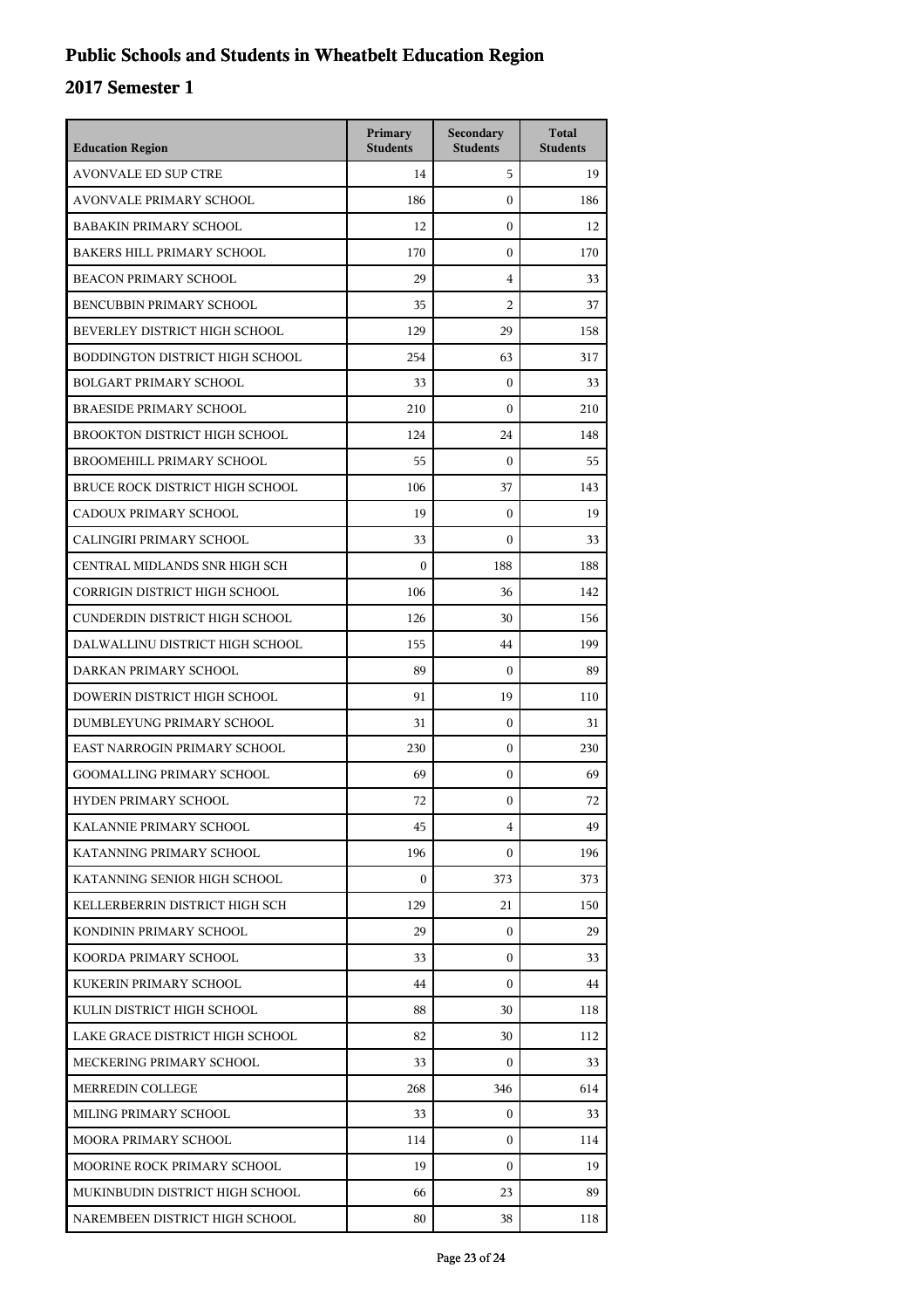# Public Schools and Students in Wheatbelt Education Region

## 2017 Semester 1

| Education Region | Primary Students | Secondary Students | Total Students |
|---|---|---|---|
| AVONVALE ED SUP CTRE | 14 | 5 | 19 |
| AVONVALE PRIMARY SCHOOL | 186 | 0 | 186 |
| BABAKIN PRIMARY SCHOOL | 12 | 0 | 12 |
| BAKERS HILL PRIMARY SCHOOL | 170 | 0 | 170 |
| BEACON PRIMARY SCHOOL | 29 | 4 | 33 |
| BENCUBBIN PRIMARY SCHOOL | 35 | 2 | 37 |
| BEVERLEY DISTRICT HIGH SCHOOL | 129 | 29 | 158 |
| BODDINGTON DISTRICT HIGH SCHOOL | 254 | 63 | 317 |
| BOLGART PRIMARY SCHOOL | 33 | 0 | 33 |
| BRAESIDE PRIMARY SCHOOL | 210 | 0 | 210 |
| BROOKTON DISTRICT HIGH SCHOOL | 124 | 24 | 148 |
| BROOMEHILL PRIMARY SCHOOL | 55 | 0 | 55 |
| BRUCE ROCK DISTRICT HIGH SCHOOL | 106 | 37 | 143 |
| CADOUX PRIMARY SCHOOL | 19 | 0 | 19 |
| CALINGIRI PRIMARY SCHOOL | 33 | 0 | 33 |
| CENTRAL MIDLANDS SNR HIGH SCH | 0 | 188 | 188 |
| CORRIGIN DISTRICT HIGH SCHOOL | 106 | 36 | 142 |
| CUNDERDIN DISTRICT HIGH SCHOOL | 126 | 30 | 156 |
| DALWALLINU DISTRICT HIGH SCHOOL | 155 | 44 | 199 |
| DARKAN PRIMARY SCHOOL | 89 | 0 | 89 |
| DOWERIN DISTRICT HIGH SCHOOL | 91 | 19 | 110 |
| DUMBLEYUNG PRIMARY SCHOOL | 31 | 0 | 31 |
| EAST NARROGIN PRIMARY SCHOOL | 230 | 0 | 230 |
| GOOMALLING PRIMARY SCHOOL | 69 | 0 | 69 |
| HYDEN PRIMARY SCHOOL | 72 | 0 | 72 |
| KALANNIE PRIMARY SCHOOL | 45 | 4 | 49 |
| KATANNING PRIMARY SCHOOL | 196 | 0 | 196 |
| KATANNING SENIOR HIGH SCHOOL | 0 | 373 | 373 |
| KELLERBERRIN DISTRICT HIGH SCH | 129 | 21 | 150 |
| KONDININ PRIMARY SCHOOL | 29 | 0 | 29 |
| KOORDA PRIMARY SCHOOL | 33 | 0 | 33 |
| KUKERIN PRIMARY SCHOOL | 44 | 0 | 44 |
| KULIN DISTRICT HIGH SCHOOL | 88 | 30 | 118 |
| LAKE GRACE DISTRICT HIGH SCHOOL | 82 | 30 | 112 |
| MECKERING PRIMARY SCHOOL | 33 | 0 | 33 |
| MERREDIN COLLEGE | 268 | 346 | 614 |
| MILING PRIMARY SCHOOL | 33 | 0 | 33 |
| MOORA PRIMARY SCHOOL | 114 | 0 | 114 |
| MOORINE ROCK PRIMARY SCHOOL | 19 | 0 | 19 |
| MUKINBUDIN DISTRICT HIGH SCHOOL | 66 | 23 | 89 |
| NAREMBEEN DISTRICT HIGH SCHOOL | 80 | 38 | 118 |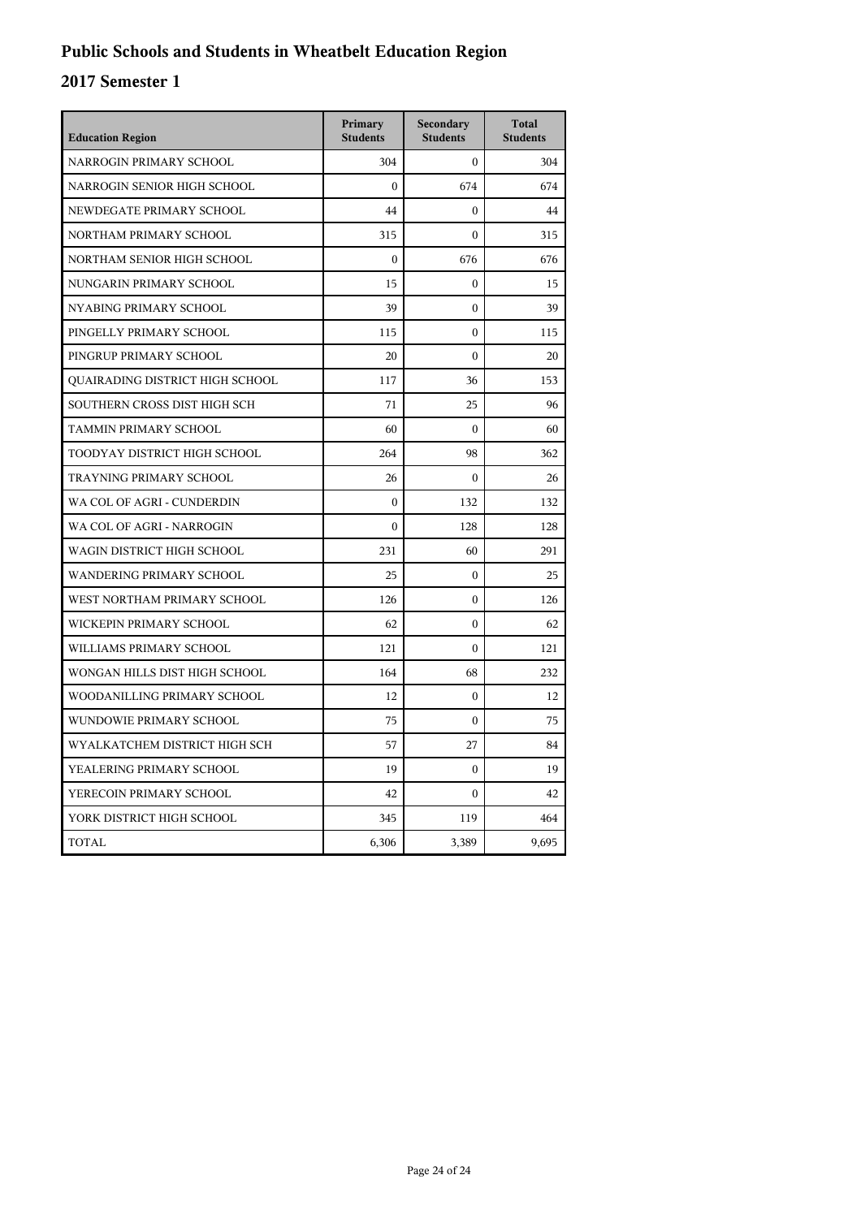# Public Schools and Students in Wheatbelt Education Region

## 2017 Semester 1

| Education Region | Primary Students | Secondary Students | Total Students |
|---|---|---|---|
| NARROGIN PRIMARY SCHOOL | 304 | 0 | 304 |
| NARROGIN SENIOR HIGH SCHOOL | 0 | 674 | 674 |
| NEWDEGATE PRIMARY SCHOOL | 44 | 0 | 44 |
| NORTHAM PRIMARY SCHOOL | 315 | 0 | 315 |
| NORTHAM SENIOR HIGH SCHOOL | 0 | 676 | 676 |
| NUNGARIN PRIMARY SCHOOL | 15 | 0 | 15 |
| NYABING PRIMARY SCHOOL | 39 | 0 | 39 |
| PINGELLY PRIMARY SCHOOL | 115 | 0 | 115 |
| PINGRUP PRIMARY SCHOOL | 20 | 0 | 20 |
| QUAIRADING DISTRICT HIGH SCHOOL | 117 | 36 | 153 |
| SOUTHERN CROSS DIST HIGH SCH | 71 | 25 | 96 |
| TAMMIN PRIMARY SCHOOL | 60 | 0 | 60 |
| TOODYAY DISTRICT HIGH SCHOOL | 264 | 98 | 362 |
| TRAYNING PRIMARY SCHOOL | 26 | 0 | 26 |
| WA COL OF AGRI - CUNDERDIN | 0 | 132 | 132 |
| WA COL OF AGRI - NARROGIN | 0 | 128 | 128 |
| WAGIN DISTRICT HIGH SCHOOL | 231 | 60 | 291 |
| WANDERING PRIMARY SCHOOL | 25 | 0 | 25 |
| WEST NORTHAM PRIMARY SCHOOL | 126 | 0 | 126 |
| WICKEPIN PRIMARY SCHOOL | 62 | 0 | 62 |
| WILLIAMS PRIMARY SCHOOL | 121 | 0 | 121 |
| WONGAN HILLS DIST HIGH SCHOOL | 164 | 68 | 232 |
| WOODANILLING PRIMARY SCHOOL | 12 | 0 | 12 |
| WUNDOWIE PRIMARY SCHOOL | 75 | 0 | 75 |
| WYALKATCHEM DISTRICT HIGH SCH | 57 | 27 | 84 |
| YEALERING PRIMARY SCHOOL | 19 | 0 | 19 |
| YERECOIN PRIMARY SCHOOL | 42 | 0 | 42 |
| YORK DISTRICT HIGH SCHOOL | 345 | 119 | 464 |
| TOTAL | 6,306 | 3,389 | 9,695 |